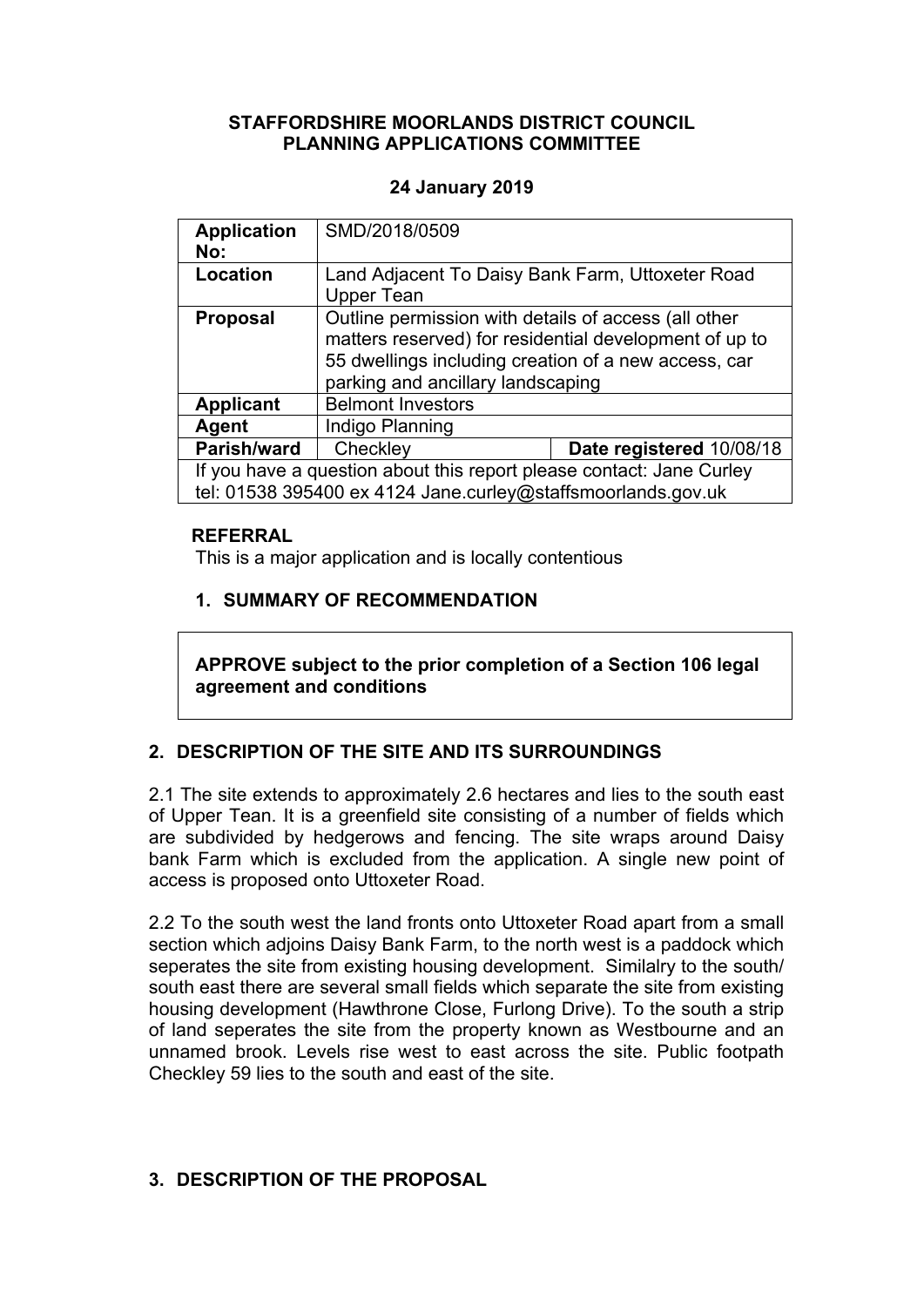**STAFFORDSHIRE MOORLANDS DISTRICT COUNCIL**
**PLANNING APPLICATIONS COMMITTEE**

**24 January 2019**

| **Application No:** | SMD/2018/0509 | |
|---|---|---|
| **Location** | Land Adjacent To Daisy Bank Farm, Uttoxeter Road Upper Tean | |
| **Proposal** | Outline permission with details of access (all other matters reserved) for residential development of up to 55 dwellings including creation of a new access, car parking and ancillary landscaping | |
| **Applicant** | Belmont Investors | |
| **Agent** | Indigo Planning | |
| **Parish/ward** | Checkley | **Date registered** 10/08/18 |
| If you have a question about this report please contact: Jane Curley tel: 01538 395400 ex 4124 Jane.curley@staffsmoorlands.gov.uk | | |

**REFERRAL**

This is a major application and is locally contentious

## 1. SUMMARY OF RECOMMENDATION

**APPROVE subject to the prior completion of a Section 106 legal agreement and conditions**

## 2. DESCRIPTION OF THE SITE AND ITS SURROUNDINGS

2.1 The site extends to approximately 2.6 hectares and lies to the south east of Upper Tean. It is a greenfield site consisting of a number of fields which are subdivided by hedgerows and fencing. The site wraps around Daisy bank Farm which is excluded from the application. A single new point of access is proposed onto Uttoxeter Road.

2.2 To the south west the land fronts onto Uttoxeter Road apart from a small section which adjoins Daisy Bank Farm, to the north west is a paddock which seperates the site from existing housing development. Similalry to the south/ south east there are several small fields which separate the site from existing housing development (Hawthrone Close, Furlong Drive). To the south a strip of land seperates the site from the property known as Westbourne and an unnamed brook. Levels rise west to east across the site. Public footpath Checkley 59 lies to the south and east of the site.

## 3. DESCRIPTION OF THE PROPOSAL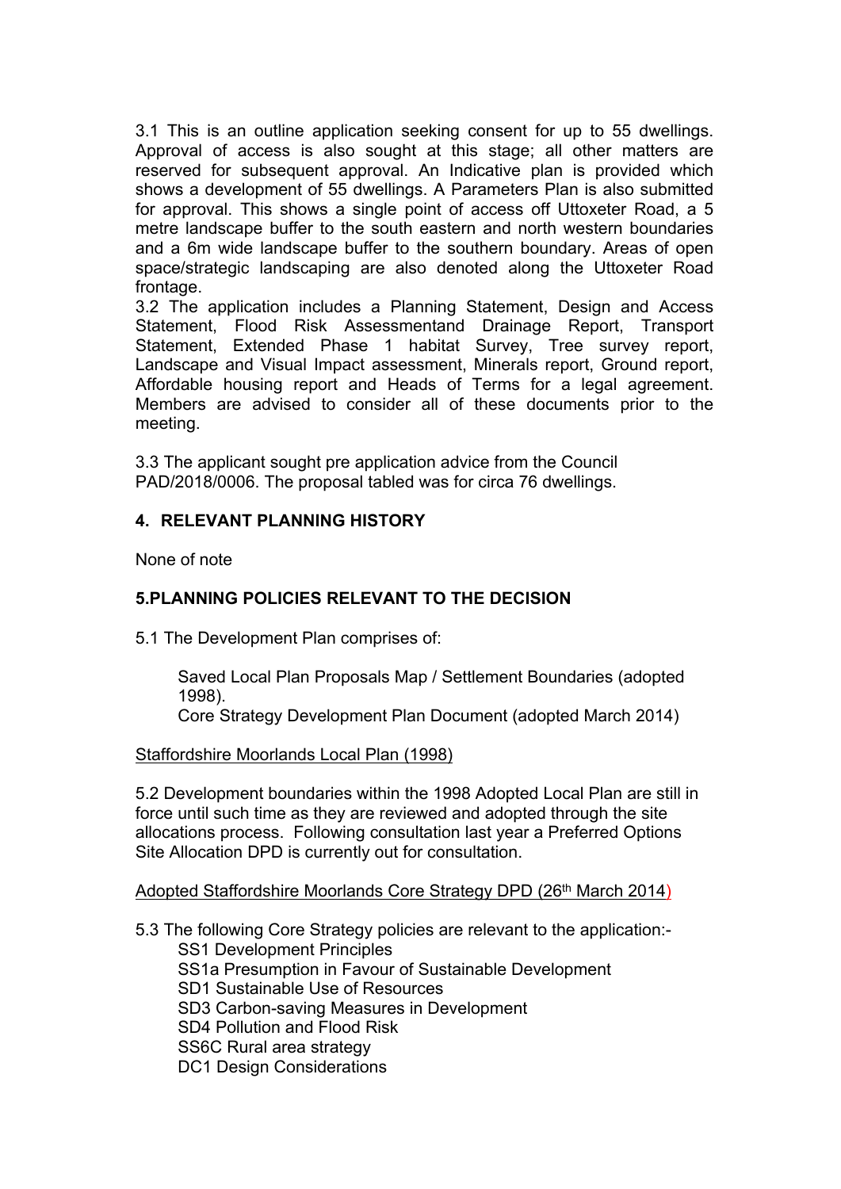3.1 This is an outline application seeking consent for up to 55 dwellings. Approval of access is also sought at this stage; all other matters are reserved for subsequent approval. An Indicative plan is provided which shows a development of 55 dwellings. A Parameters Plan is also submitted for approval. This shows a single point of access off Uttoxeter Road, a 5 metre landscape buffer to the south eastern and north western boundaries and a 6m wide landscape buffer to the southern boundary. Areas of open space/strategic landscaping are also denoted along the Uttoxeter Road frontage.

3.2 The application includes a Planning Statement, Design and Access Statement, Flood Risk Assessmentand Drainage Report, Transport Statement, Extended Phase 1 habitat Survey, Tree survey report, Landscape and Visual Impact assessment, Minerals report, Ground report, Affordable housing report and Heads of Terms for a legal agreement. Members are advised to consider all of these documents prior to the meeting.

3.3 The applicant sought pre application advice from the Council PAD/2018/0006. The proposal tabled was for circa 76 dwellings.

## 4. RELEVANT PLANNING HISTORY

None of note

## 5.PLANNING POLICIES RELEVANT TO THE DECISION

5.1 The Development Plan comprises of:

Saved Local Plan Proposals Map / Settlement Boundaries (adopted 1998).
Core Strategy Development Plan Document (adopted March 2014)

Staffordshire Moorlands Local Plan (1998)

5.2 Development boundaries within the 1998 Adopted Local Plan are still in force until such time as they are reviewed and adopted through the site allocations process. Following consultation last year a Preferred Options Site Allocation DPD is currently out for consultation.

Adopted Staffordshire Moorlands Core Strategy DPD (26th March 2014)

5.3 The following Core Strategy policies are relevant to the application:-

- SS1 Development Principles
- SS1a Presumption in Favour of Sustainable Development
- SD1 Sustainable Use of Resources
- SD3 Carbon-saving Measures in Development
- SD4 Pollution and Flood Risk
- SS6C Rural area strategy
- DC1 Design Considerations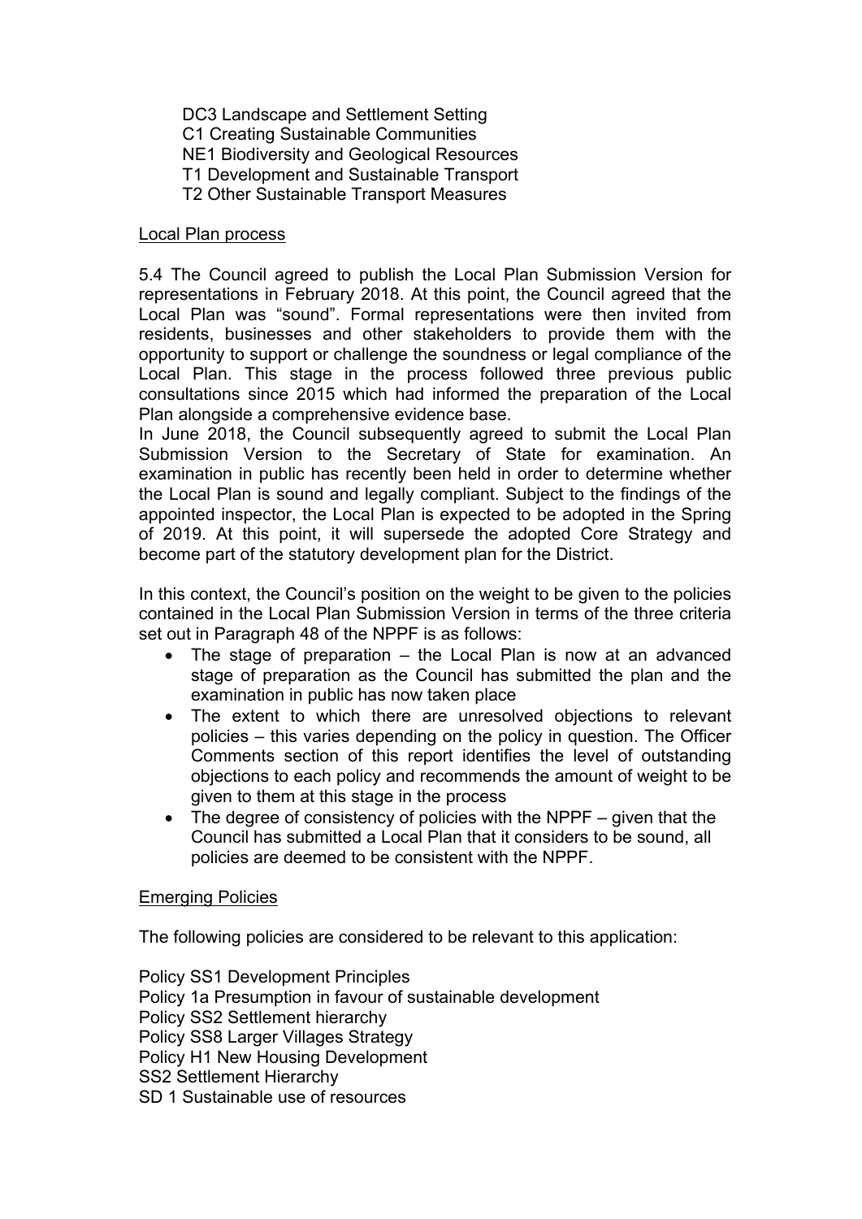DC3 Landscape and Settlement Setting
C1 Creating Sustainable Communities
NE1 Biodiversity and Geological Resources
T1 Development and Sustainable Transport
T2 Other Sustainable Transport Measures

<u>Local Plan process</u>

5.4 The Council agreed to publish the Local Plan Submission Version for representations in February 2018. At this point, the Council agreed that the Local Plan was "sound". Formal representations were then invited from residents, businesses and other stakeholders to provide them with the opportunity to support or challenge the soundness or legal compliance of the Local Plan. This stage in the process followed three previous public consultations since 2015 which had informed the preparation of the Local Plan alongside a comprehensive evidence base.
In June 2018, the Council subsequently agreed to submit the Local Plan Submission Version to the Secretary of State for examination. An examination in public has recently been held in order to determine whether the Local Plan is sound and legally compliant. Subject to the findings of the appointed inspector, the Local Plan is expected to be adopted in the Spring of 2019. At this point, it will supersede the adopted Core Strategy and become part of the statutory development plan for the District.

In this context, the Council's position on the weight to be given to the policies contained in the Local Plan Submission Version in terms of the three criteria set out in Paragraph 48 of the NPPF is as follows:

- The stage of preparation – the Local Plan is now at an advanced stage of preparation as the Council has submitted the plan and the examination in public has now taken place
- The extent to which there are unresolved objections to relevant policies – this varies depending on the policy in question. The Officer Comments section of this report identifies the level of outstanding objections to each policy and recommends the amount of weight to be given to them at this stage in the process
- The degree of consistency of policies with the NPPF – given that the Council has submitted a Local Plan that it considers to be sound, all policies are deemed to be consistent with the NPPF.

<u>Emerging Policies</u>

The following policies are considered to be relevant to this application:

Policy SS1 Development Principles
Policy 1a Presumption in favour of sustainable development
Policy SS2 Settlement hierarchy
Policy SS8 Larger Villages Strategy
Policy H1 New Housing Development
SS2 Settlement Hierarchy
SD 1 Sustainable use of resources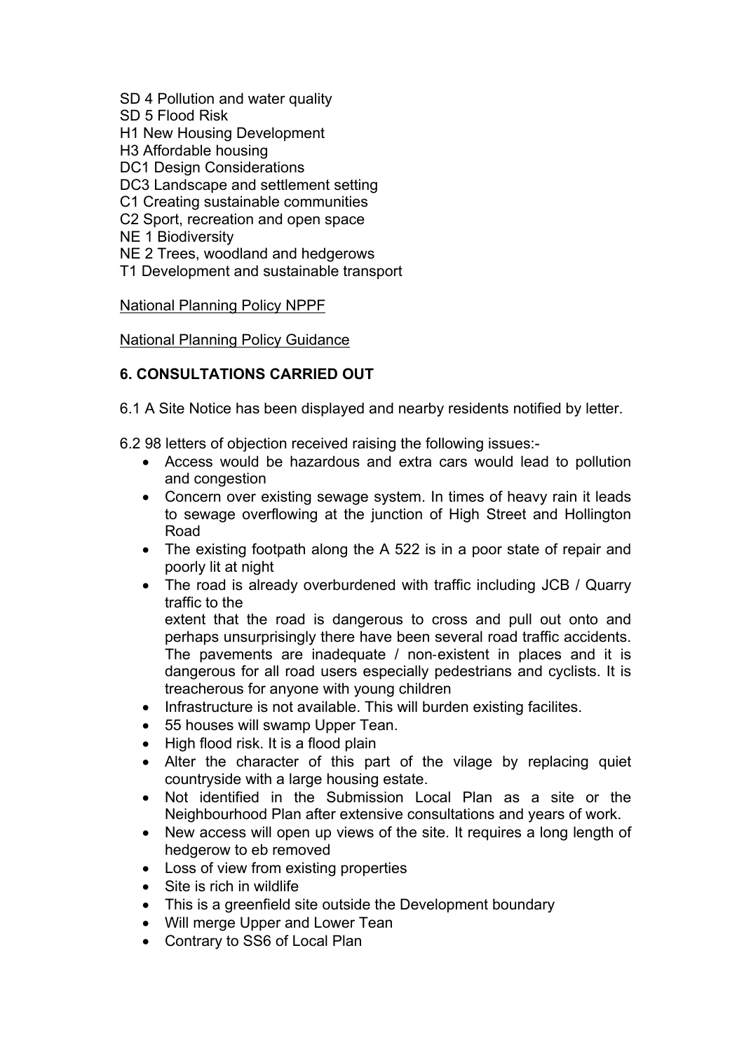SD 4 Pollution and water quality
SD 5 Flood Risk
H1 New Housing Development
H3 Affordable housing
DC1 Design Considerations
DC3 Landscape and settlement setting
C1 Creating sustainable communities
C2 Sport, recreation and open space
NE 1 Biodiversity
NE 2 Trees, woodland and hedgerows
T1 Development and sustainable transport

National Planning Policy NPPF

National Planning Policy Guidance

## 6. CONSULTATIONS CARRIED OUT

6.1 A Site Notice has been displayed and nearby residents notified by letter.

6.2 98 letters of objection received raising the following issues:-

- Access would be hazardous and extra cars would lead to pollution and congestion
- Concern over existing sewage system. In times of heavy rain it leads to sewage overflowing at the junction of High Street and Hollington Road
- The existing footpath along the A 522 is in a poor state of repair and poorly lit at night
- The road is already overburdened with traffic including JCB / Quarry traffic to the
  extent that the road is dangerous to cross and pull out onto and perhaps unsurprisingly there have been several road traffic accidents. The pavements are inadequate / non-existent in places and it is dangerous for all road users especially pedestrians and cyclists. It is treacherous for anyone with young children
- Infrastructure is not available. This will burden existing facilites.
- 55 houses will swamp Upper Tean.
- High flood risk. It is a flood plain
- Alter the character of this part of the vilage by replacing quiet countryside with a large housing estate.
- Not identified in the Submission Local Plan as a site or the Neighbourhood Plan after extensive consultations and years of work.
- New access will open up views of the site. It requires a long length of hedgerow to eb removed
- Loss of view from existing properties
- Site is rich in wildlife
- This is a greenfield site outside the Development boundary
- Will merge Upper and Lower Tean
- Contrary to SS6 of Local Plan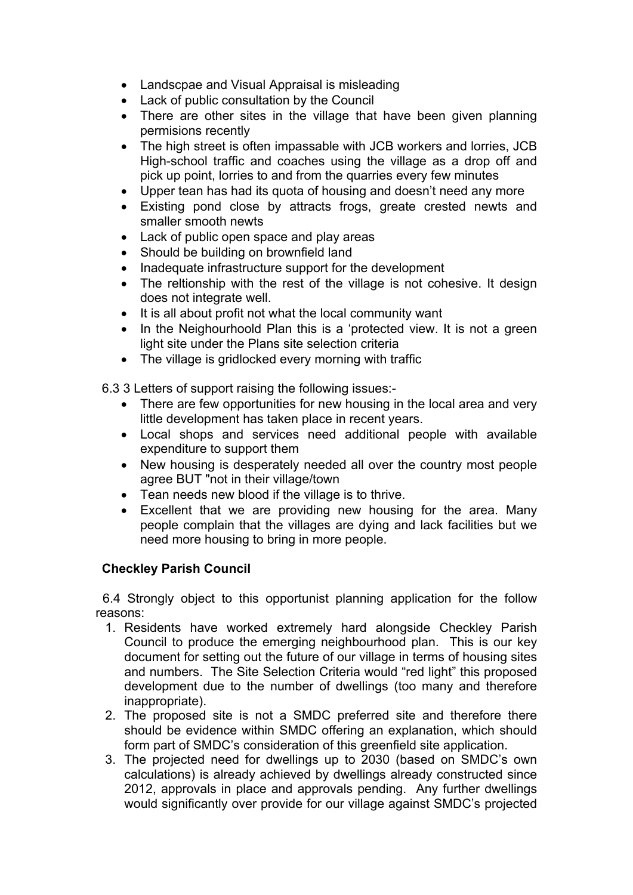- Landscpae and Visual Appraisal is misleading
- Lack of public consultation by the Council
- There are other sites in the village that have been given planning permisions recently
- The high street is often impassable with JCB workers and lorries, JCB High-school traffic and coaches using the village as a drop off and pick up point, lorries to and from the quarries every few minutes
- Upper tean has had its quota of housing and doesn't need any more
- Existing pond close by attracts frogs, greate crested newts and smaller smooth newts
- Lack of public open space and play areas
- Should be building on brownfield land
- Inadequate infrastructure support for the development
- The reltionship with the rest of the village is not cohesive. It design does not integrate well.
- It is all about profit not what the local community want
- In the Neighourhoold Plan this is a 'protected view. It is not a green light site under the Plans site selection criteria
- The village is gridlocked every morning with traffic

6.3 3 Letters of support raising the following issues:-

- There are few opportunities for new housing in the local area and very little development has taken place in recent years.
- Local shops and services need additional people with available expenditure to support them
- New housing is desperately needed all over the country most people agree BUT "not in their village/town
- Tean needs new blood if the village is to thrive.
- Excellent that we are providing new housing for the area. Many people complain that the villages are dying and lack facilities but we need more housing to bring in more people.

**Checkley Parish Council**

6.4 Strongly object to this opportunist planning application for the follow reasons:

1. Residents have worked extremely hard alongside Checkley Parish Council to produce the emerging neighbourhood plan. This is our key document for setting out the future of our village in terms of housing sites and numbers. The Site Selection Criteria would "red light" this proposed development due to the number of dwellings (too many and therefore inappropriate).
2. The proposed site is not a SMDC preferred site and therefore there should be evidence within SMDC offering an explanation, which should form part of SMDC's consideration of this greenfield site application.
3. The projected need for dwellings up to 2030 (based on SMDC's own calculations) is already achieved by dwellings already constructed since 2012, approvals in place and approvals pending. Any further dwellings would significantly over provide for our village against SMDC's projected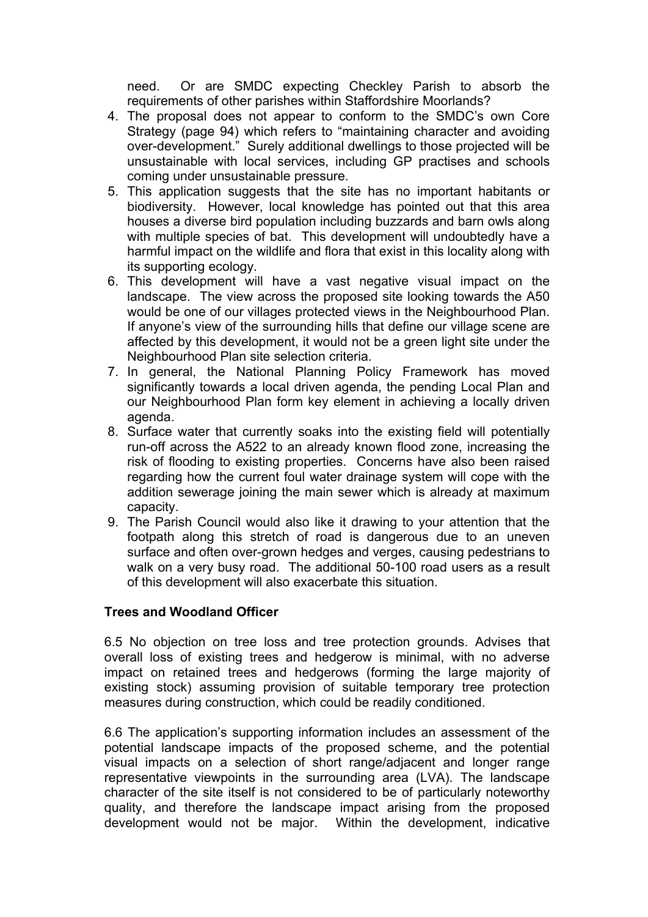need. Or are SMDC expecting Checkley Parish to absorb the requirements of other parishes within Staffordshire Moorlands?

4. The proposal does not appear to conform to the SMDC's own Core Strategy (page 94) which refers to "maintaining character and avoiding over-development." Surely additional dwellings to those projected will be unsustainable with local services, including GP practises and schools coming under unsustainable pressure.
5. This application suggests that the site has no important habitants or biodiversity. However, local knowledge has pointed out that this area houses a diverse bird population including buzzards and barn owls along with multiple species of bat. This development will undoubtedly have a harmful impact on the wildlife and flora that exist in this locality along with its supporting ecology.
6. This development will have a vast negative visual impact on the landscape. The view across the proposed site looking towards the A50 would be one of our villages protected views in the Neighbourhood Plan. If anyone's view of the surrounding hills that define our village scene are affected by this development, it would not be a green light site under the Neighbourhood Plan site selection criteria.
7. In general, the National Planning Policy Framework has moved significantly towards a local driven agenda, the pending Local Plan and our Neighbourhood Plan form key element in achieving a locally driven agenda.
8. Surface water that currently soaks into the existing field will potentially run-off across the A522 to an already known flood zone, increasing the risk of flooding to existing properties. Concerns have also been raised regarding how the current foul water drainage system will cope with the addition sewerage joining the main sewer which is already at maximum capacity.
9. The Parish Council would also like it drawing to your attention that the footpath along this stretch of road is dangerous due to an uneven surface and often over-grown hedges and verges, causing pedestrians to walk on a very busy road. The additional 50-100 road users as a result of this development will also exacerbate this situation.

**Trees and Woodland Officer**

6.5 No objection on tree loss and tree protection grounds. Advises that overall loss of existing trees and hedgerow is minimal, with no adverse impact on retained trees and hedgerows (forming the large majority of existing stock) assuming provision of suitable temporary tree protection measures during construction, which could be readily conditioned.

6.6 The application's supporting information includes an assessment of the potential landscape impacts of the proposed scheme, and the potential visual impacts on a selection of short range/adjacent and longer range representative viewpoints in the surrounding area (LVA). The landscape character of the site itself is not considered to be of particularly noteworthy quality, and therefore the landscape impact arising from the proposed development would not be major. Within the development, indicative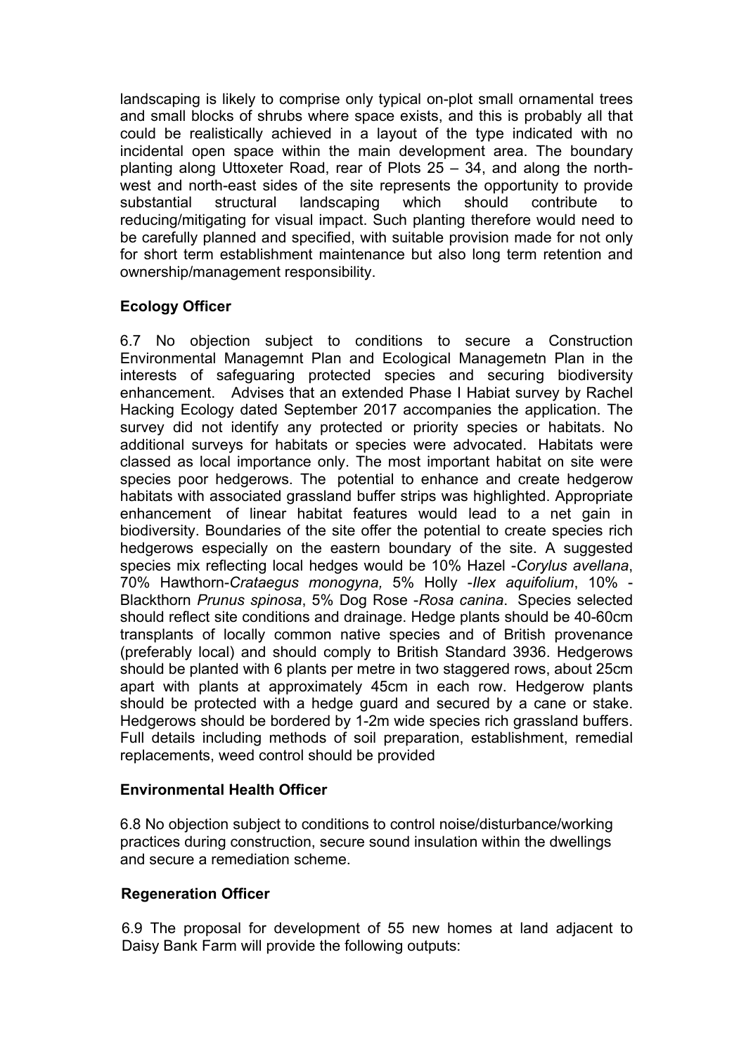landscaping is likely to comprise only typical on-plot small ornamental trees and small blocks of shrubs where space exists, and this is probably all that could be realistically achieved in a layout of the type indicated with no incidental open space within the main development area. The boundary planting along Uttoxeter Road, rear of Plots 25 – 34, and along the north-west and north-east sides of the site represents the opportunity to provide substantial structural landscaping which should contribute to reducing/mitigating for visual impact. Such planting therefore would need to be carefully planned and specified, with suitable provision made for not only for short term establishment maintenance but also long term retention and ownership/management responsibility.

**Ecology Officer**

6.7 No objection subject to conditions to secure a Construction Environmental Managemnt Plan and Ecological Managemetn Plan in the interests of safegauring protected species and securing biodiversity enhancement. Advises that an extended Phase I Habiat survey by Rachel Hacking Ecology dated September 2017 accompanies the application. The survey did not identify any protected or priority species or habitats. No additional surveys for habitats or species were advocated. Habitats were classed as local importance only. The most important habitat on site were species poor hedgerows. The potential to enhance and create hedgerow habitats with associated grassland buffer strips was highlighted. Appropriate enhancement of linear habitat features would lead to a net gain in biodiversity. Boundaries of the site offer the potential to create species rich hedgerows especially on the eastern boundary of the site. A suggested species mix reflecting local hedges would be 10% Hazel -*Corylus avellana*, 70% Hawthorn-*Crataegus monogyna,* 5% Holly -*Ilex aquifolium*, 10% - Blackthorn *Prunus spinosa*, 5% Dog Rose -*Rosa canina*. Species selected should reflect site conditions and drainage. Hedge plants should be 40-60cm transplants of locally common native species and of British provenance (preferably local) and should comply to British Standard 3936. Hedgerows should be planted with 6 plants per metre in two staggered rows, about 25cm apart with plants at approximately 45cm in each row. Hedgerow plants should be protected with a hedge guard and secured by a cane or stake. Hedgerows should be bordered by 1-2m wide species rich grassland buffers. Full details including methods of soil preparation, establishment, remedial replacements, weed control should be provided

**Environmental Health Officer**

6.8 No objection subject to conditions to control noise/disturbance/working practices during construction, secure sound insulation within the dwellings and secure a remediation scheme.

**Regeneration Officer**

6.9 The proposal for development of 55 new homes at land adjacent to Daisy Bank Farm will provide the following outputs: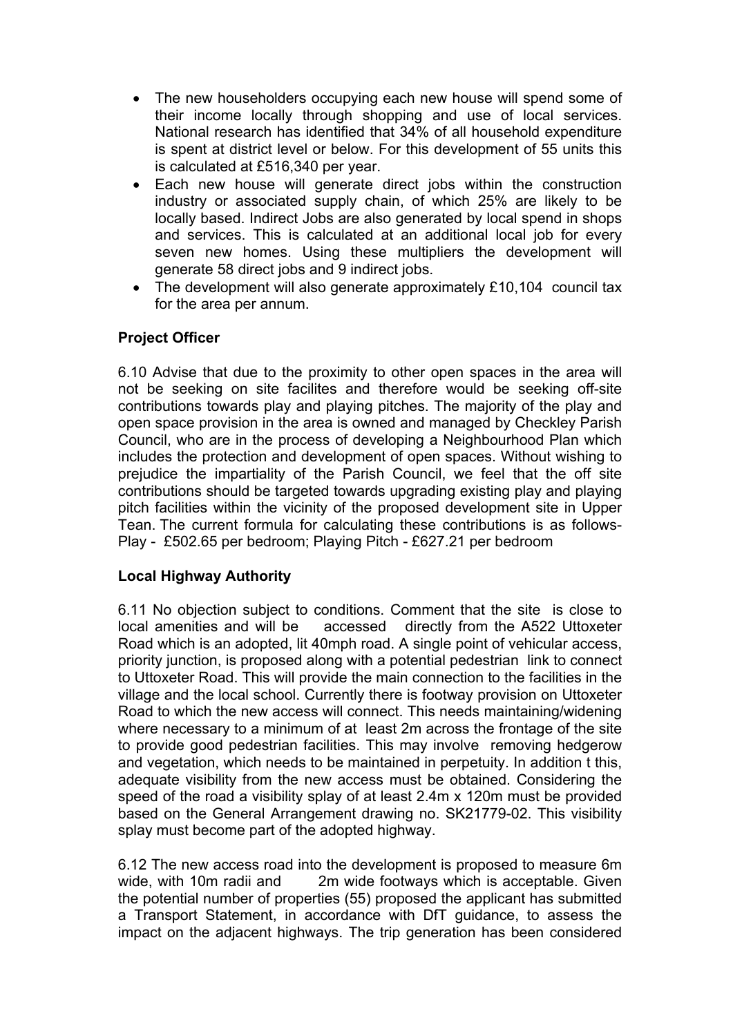- The new householders occupying each new house will spend some of their income locally through shopping and use of local services. National research has identified that 34% of all household expenditure is spent at district level or below. For this development of 55 units this is calculated at £516,340 per year.
- Each new house will generate direct jobs within the construction industry or associated supply chain, of which 25% are likely to be locally based. Indirect Jobs are also generated by local spend in shops and services. This is calculated at an additional local job for every seven new homes. Using these multipliers the development will generate 58 direct jobs and 9 indirect jobs.
- The development will also generate approximately £10,104 council tax for the area per annum.

**Project Officer**

6.10 Advise that due to the proximity to other open spaces in the area will not be seeking on site facilites and therefore would be seeking off-site contributions towards play and playing pitches. The majority of the play and open space provision in the area is owned and managed by Checkley Parish Council, who are in the process of developing a Neighbourhood Plan which includes the protection and development of open spaces. Without wishing to prejudice the impartiality of the Parish Council, we feel that the off site contributions should be targeted towards upgrading existing play and playing pitch facilities within the vicinity of the proposed development site in Upper Tean. The current formula for calculating these contributions is as follows- Play - £502.65 per bedroom; Playing Pitch - £627.21 per bedroom

**Local Highway Authority**

6.11 No objection subject to conditions. Comment that the site is close to local amenities and will be accessed directly from the A522 Uttoxeter Road which is an adopted, lit 40mph road. A single point of vehicular access, priority junction, is proposed along with a potential pedestrian link to connect to Uttoxeter Road. This will provide the main connection to the facilities in the village and the local school. Currently there is footway provision on Uttoxeter Road to which the new access will connect. This needs maintaining/widening where necessary to a minimum of at least 2m across the frontage of the site to provide good pedestrian facilities. This may involve removing hedgerow and vegetation, which needs to be maintained in perpetuity. In addition t this, adequate visibility from the new access must be obtained. Considering the speed of the road a visibility splay of at least 2.4m x 120m must be provided based on the General Arrangement drawing no. SK21779-02. This visibility splay must become part of the adopted highway.

6.12 The new access road into the development is proposed to measure 6m wide, with 10m radii and 2m wide footways which is acceptable. Given the potential number of properties (55) proposed the applicant has submitted a Transport Statement, in accordance with DfT guidance, to assess the impact on the adjacent highways. The trip generation has been considered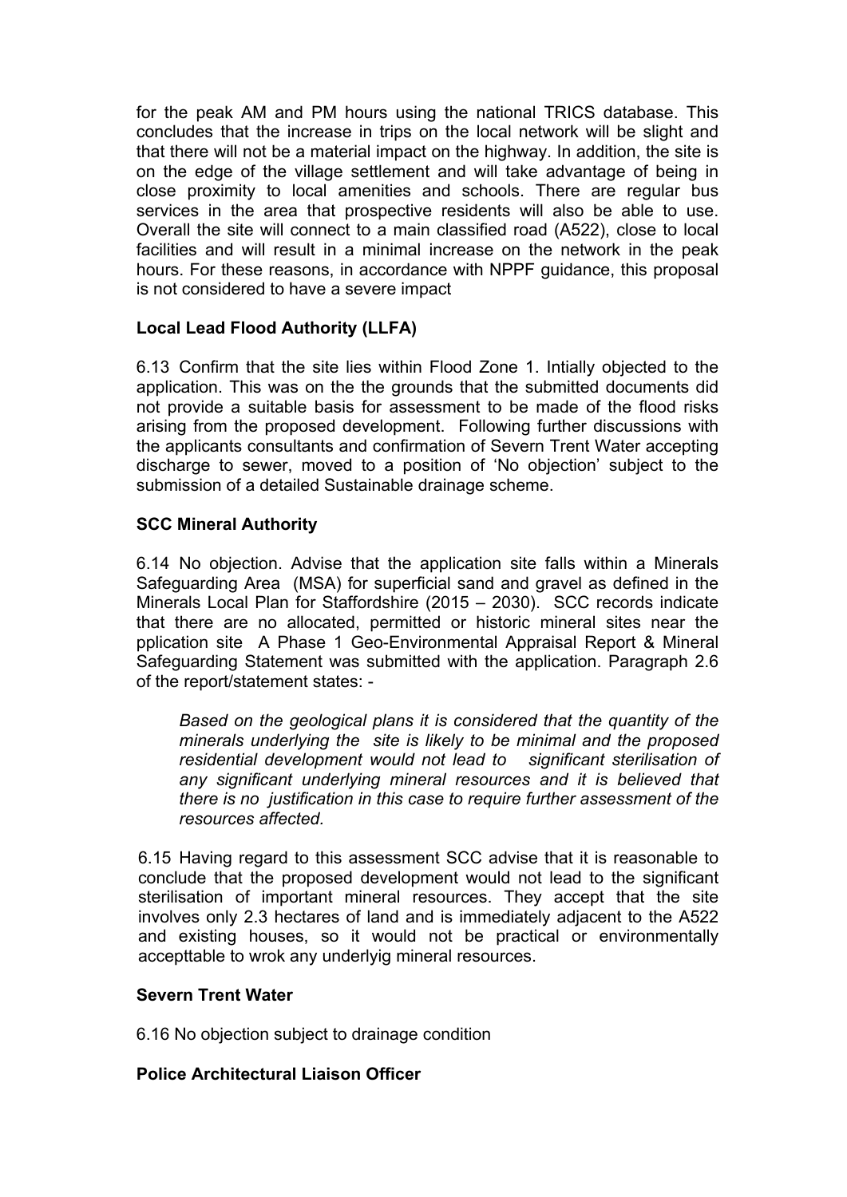for the peak AM and PM hours using the national TRICS database. This concludes that the increase in trips on the local network will be slight and that there will not be a material impact on the highway. In addition, the site is on the edge of the village settlement and will take advantage of being in close proximity to local amenities and schools. There are regular bus services in the area that prospective residents will also be able to use. Overall the site will connect to a main classified road (A522), close to local facilities and will result in a minimal increase on the network in the peak hours. For these reasons, in accordance with NPPF guidance, this proposal is not considered to have a severe impact

**Local Lead Flood Authority (LLFA)**

6.13 Confirm that the site lies within Flood Zone 1. Intially objected to the application. This was on the the grounds that the submitted documents did not provide a suitable basis for assessment to be made of the flood risks arising from the proposed development. Following further discussions with the applicants consultants and confirmation of Severn Trent Water accepting discharge to sewer, moved to a position of 'No objection' subject to the submission of a detailed Sustainable drainage scheme.

**SCC Mineral Authority**

6.14 No objection. Advise that the application site falls within a Minerals Safeguarding Area (MSA) for superficial sand and gravel as defined in the Minerals Local Plan for Staffordshire (2015 – 2030). SCC records indicate that there are no allocated, permitted or historic mineral sites near the pplication site A Phase 1 Geo-Environmental Appraisal Report & Mineral Safeguarding Statement was submitted with the application. Paragraph 2.6 of the report/statement states: -

> *Based on the geological plans it is considered that the quantity of the minerals underlying the site is likely to be minimal and the proposed residential development would not lead to significant sterilisation of any significant underlying mineral resources and it is believed that there is no justification in this case to require further assessment of the resources affected.*

6.15 Having regard to this assessment SCC advise that it is reasonable to conclude that the proposed development would not lead to the significant sterilisation of important mineral resources. They accept that the site involves only 2.3 hectares of land and is immediately adjacent to the A522 and existing houses, so it would not be practical or environmentally accepttable to wrok any underlyig mineral resources.

**Severn Trent Water**

6.16 No objection subject to drainage condition

**Police Architectural Liaison Officer**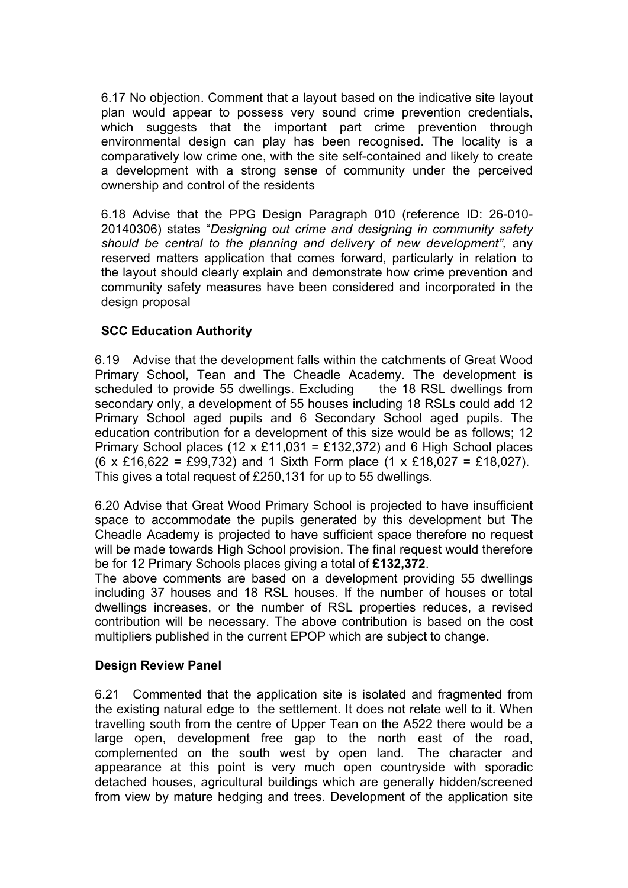6.17 No objection. Comment that a layout based on the indicative site layout plan would appear to possess very sound crime prevention credentials, which suggests that the important part crime prevention through environmental design can play has been recognised. The locality is a comparatively low crime one, with the site self-contained and likely to create a development with a strong sense of community under the perceived ownership and control of the residents

6.18 Advise that the PPG Design Paragraph 010 (reference ID: 26-010-20140306) states "*Designing out crime and designing in community safety should be central to the planning and delivery of new development",* any reserved matters application that comes forward, particularly in relation to the layout should clearly explain and demonstrate how crime prevention and community safety measures have been considered and incorporated in the design proposal

**SCC Education Authority**

6.19 Advise that the development falls within the catchments of Great Wood Primary School, Tean and The Cheadle Academy. The development is scheduled to provide 55 dwellings. Excluding the 18 RSL dwellings from secondary only, a development of 55 houses including 18 RSLs could add 12 Primary School aged pupils and 6 Secondary School aged pupils. The education contribution for a development of this size would be as follows; 12 Primary School places (12 x £11,031 = £132,372) and 6 High School places (6 x £16,622 = £99,732) and 1 Sixth Form place (1 x £18,027 = £18,027). This gives a total request of £250,131 for up to 55 dwellings.

6.20 Advise that Great Wood Primary School is projected to have insufficient space to accommodate the pupils generated by this development but The Cheadle Academy is projected to have sufficient space therefore no request will be made towards High School provision. The final request would therefore be for 12 Primary Schools places giving a total of **£132,372**.

The above comments are based on a development providing 55 dwellings including 37 houses and 18 RSL houses. If the number of houses or total dwellings increases, or the number of RSL properties reduces, a revised contribution will be necessary. The above contribution is based on the cost multipliers published in the current EPOP which are subject to change.

**Design Review Panel**

6.21 Commented that the application site is isolated and fragmented from the existing natural edge to the settlement. It does not relate well to it. When travelling south from the centre of Upper Tean on the A522 there would be a large open, development free gap to the north east of the road, complemented on the south west by open land. The character and appearance at this point is very much open countryside with sporadic detached houses, agricultural buildings which are generally hidden/screened from view by mature hedging and trees. Development of the application site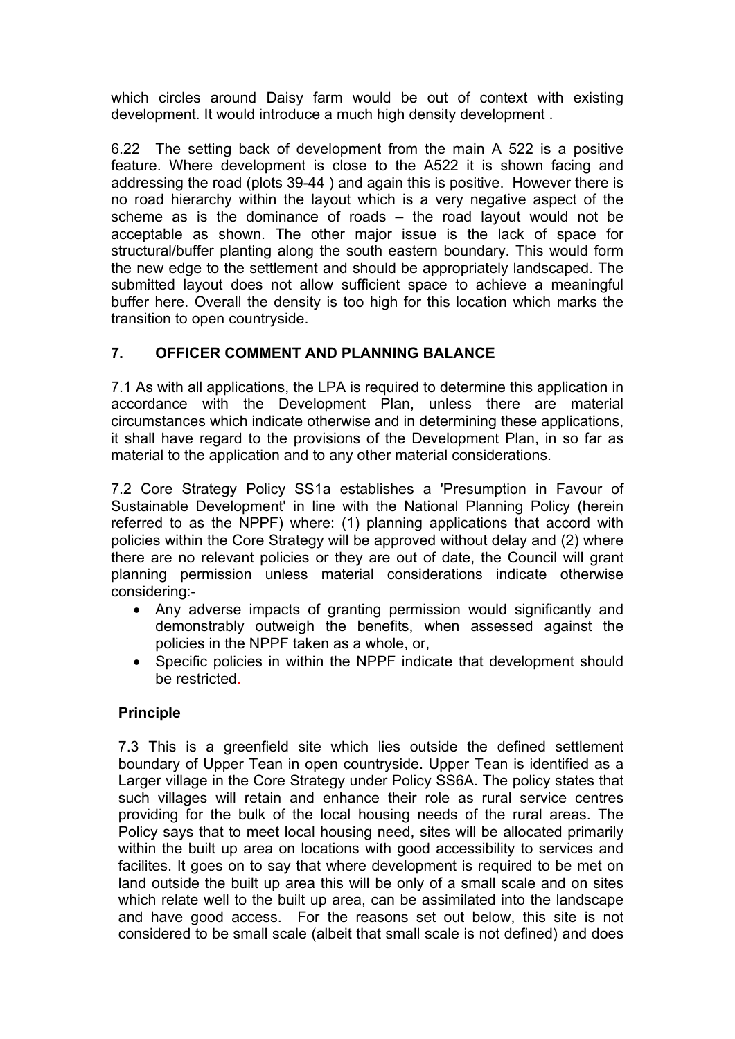which circles around Daisy farm would be out of context with existing development. It would introduce a much high density development .

6.22 The setting back of development from the main A 522 is a positive feature. Where development is close to the A522 it is shown facing and addressing the road (plots 39-44 ) and again this is positive. However there is no road hierarchy within the layout which is a very negative aspect of the scheme as is the dominance of roads – the road layout would not be acceptable as shown. The other major issue is the lack of space for structural/buffer planting along the south eastern boundary. This would form the new edge to the settlement and should be appropriately landscaped. The submitted layout does not allow sufficient space to achieve a meaningful buffer here. Overall the density is too high for this location which marks the transition to open countryside.

## 7. OFFICER COMMENT AND PLANNING BALANCE

7.1 As with all applications, the LPA is required to determine this application in accordance with the Development Plan, unless there are material circumstances which indicate otherwise and in determining these applications, it shall have regard to the provisions of the Development Plan, in so far as material to the application and to any other material considerations.

7.2 Core Strategy Policy SS1a establishes a 'Presumption in Favour of Sustainable Development' in line with the National Planning Policy (herein referred to as the NPPF) where: (1) planning applications that accord with policies within the Core Strategy will be approved without delay and (2) where there are no relevant policies or they are out of date, the Council will grant planning permission unless material considerations indicate otherwise considering:-

- Any adverse impacts of granting permission would significantly and demonstrably outweigh the benefits, when assessed against the policies in the NPPF taken as a whole, or,
- Specific policies in within the NPPF indicate that development should be restricted.

### Principle

7.3 This is a greenfield site which lies outside the defined settlement boundary of Upper Tean in open countryside. Upper Tean is identified as a Larger village in the Core Strategy under Policy SS6A. The policy states that such villages will retain and enhance their role as rural service centres providing for the bulk of the local housing needs of the rural areas. The Policy says that to meet local housing need, sites will be allocated primarily within the built up area on locations with good accessibility to services and facilites. It goes on to say that where development is required to be met on land outside the built up area this will be only of a small scale and on sites which relate well to the built up area, can be assimilated into the landscape and have good access. For the reasons set out below, this site is not considered to be small scale (albeit that small scale is not defined) and does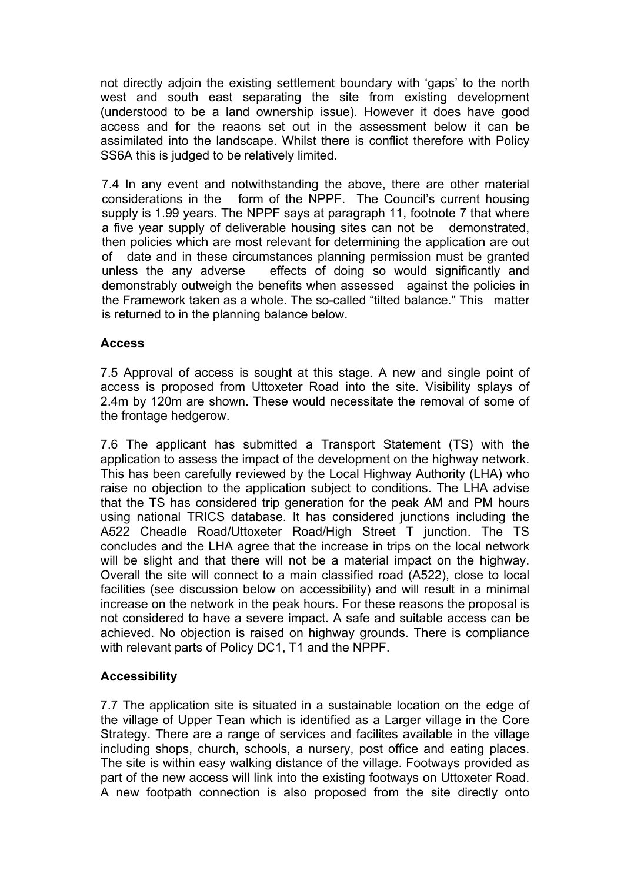not directly adjoin the existing settlement boundary with 'gaps' to the north west and south east separating the site from existing development (understood to be a land ownership issue). However it does have good access and for the reaons set out in the assessment below it can be assimilated into the landscape. Whilst there is conflict therefore with Policy SS6A this is judged to be relatively limited.

7.4 In any event and notwithstanding the above, there are other material considerations in the form of the NPPF. The Council's current housing supply is 1.99 years. The NPPF says at paragraph 11, footnote 7 that where a five year supply of deliverable housing sites can not be demonstrated, then policies which are most relevant for determining the application are out of date and in these circumstances planning permission must be granted unless the any adverse effects of doing so would significantly and demonstrably outweigh the benefits when assessed against the policies in the Framework taken as a whole. The so-called "tilted balance." This matter is returned to in the planning balance below.

### Access

7.5 Approval of access is sought at this stage. A new and single point of access is proposed from Uttoxeter Road into the site. Visibility splays of 2.4m by 120m are shown. These would necessitate the removal of some of the frontage hedgerow.

7.6 The applicant has submitted a Transport Statement (TS) with the application to assess the impact of the development on the highway network. This has been carefully reviewed by the Local Highway Authority (LHA) who raise no objection to the application subject to conditions. The LHA advise that the TS has considered trip generation for the peak AM and PM hours using national TRICS database. It has considered junctions including the A522 Cheadle Road/Uttoxeter Road/High Street T junction. The TS concludes and the LHA agree that the increase in trips on the local network will be slight and that there will not be a material impact on the highway. Overall the site will connect to a main classified road (A522), close to local facilities (see discussion below on accessibility) and will result in a minimal increase on the network in the peak hours. For these reasons the proposal is not considered to have a severe impact. A safe and suitable access can be achieved. No objection is raised on highway grounds. There is compliance with relevant parts of Policy DC1, T1 and the NPPF.

### Accessibility

7.7 The application site is situated in a sustainable location on the edge of the village of Upper Tean which is identified as a Larger village in the Core Strategy. There are a range of services and facilites available in the village including shops, church, schools, a nursery, post office and eating places. The site is within easy walking distance of the village. Footways provided as part of the new access will link into the existing footways on Uttoxeter Road. A new footpath connection is also proposed from the site directly onto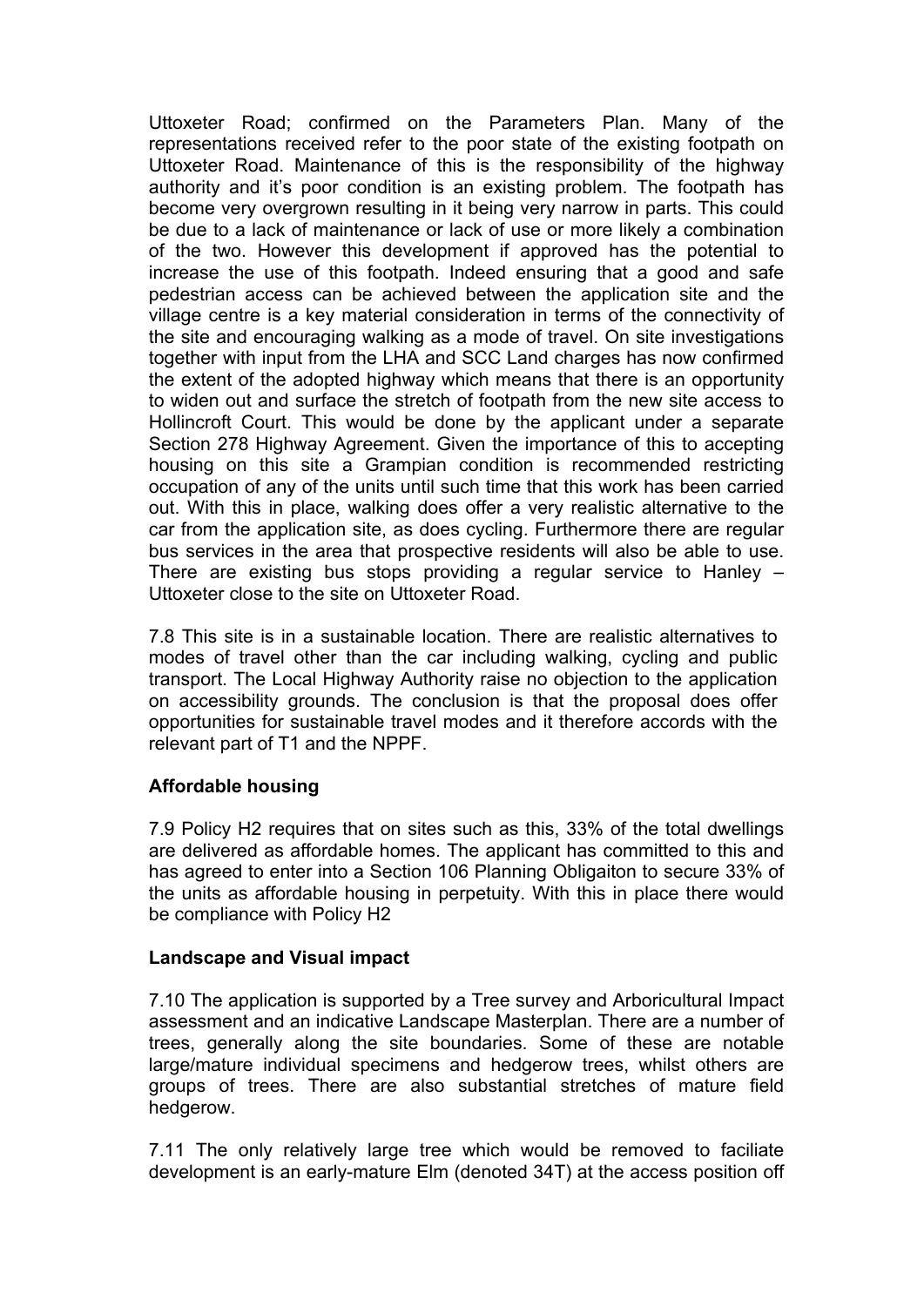Uttoxeter Road; confirmed on the Parameters Plan. Many of the representations received refer to the poor state of the existing footpath on Uttoxeter Road. Maintenance of this is the responsibility of the highway authority and it's poor condition is an existing problem. The footpath has become very overgrown resulting in it being very narrow in parts. This could be due to a lack of maintenance or lack of use or more likely a combination of the two. However this development if approved has the potential to increase the use of this footpath. Indeed ensuring that a good and safe pedestrian access can be achieved between the application site and the village centre is a key material consideration in terms of the connectivity of the site and encouraging walking as a mode of travel. On site investigations together with input from the LHA and SCC Land charges has now confirmed the extent of the adopted highway which means that there is an opportunity to widen out and surface the stretch of footpath from the new site access to Hollincroft Court. This would be done by the applicant under a separate Section 278 Highway Agreement. Given the importance of this to accepting housing on this site a Grampian condition is recommended restricting occupation of any of the units until such time that this work has been carried out. With this in place, walking does offer a very realistic alternative to the car from the application site, as does cycling. Furthermore there are regular bus services in the area that prospective residents will also be able to use. There are existing bus stops providing a regular service to Hanley – Uttoxeter close to the site on Uttoxeter Road.

7.8 This site is in a sustainable location. There are realistic alternatives to modes of travel other than the car including walking, cycling and public transport. The Local Highway Authority raise no objection to the application on accessibility grounds. The conclusion is that the proposal does offer opportunities for sustainable travel modes and it therefore accords with the relevant part of T1 and the NPPF.

**Affordable housing**

7.9 Policy H2 requires that on sites such as this, 33% of the total dwellings are delivered as affordable homes. The applicant has committed to this and has agreed to enter into a Section 106 Planning Obligaiton to secure 33% of the units as affordable housing in perpetuity. With this in place there would be compliance with Policy H2

**Landscape and Visual impact**

7.10 The application is supported by a Tree survey and Arboricultural Impact assessment and an indicative Landscape Masterplan. There are a number of trees, generally along the site boundaries. Some of these are notable large/mature individual specimens and hedgerow trees, whilst others are groups of trees. There are also substantial stretches of mature field hedgerow.

7.11 The only relatively large tree which would be removed to faciliate development is an early-mature Elm (denoted 34T) at the access position off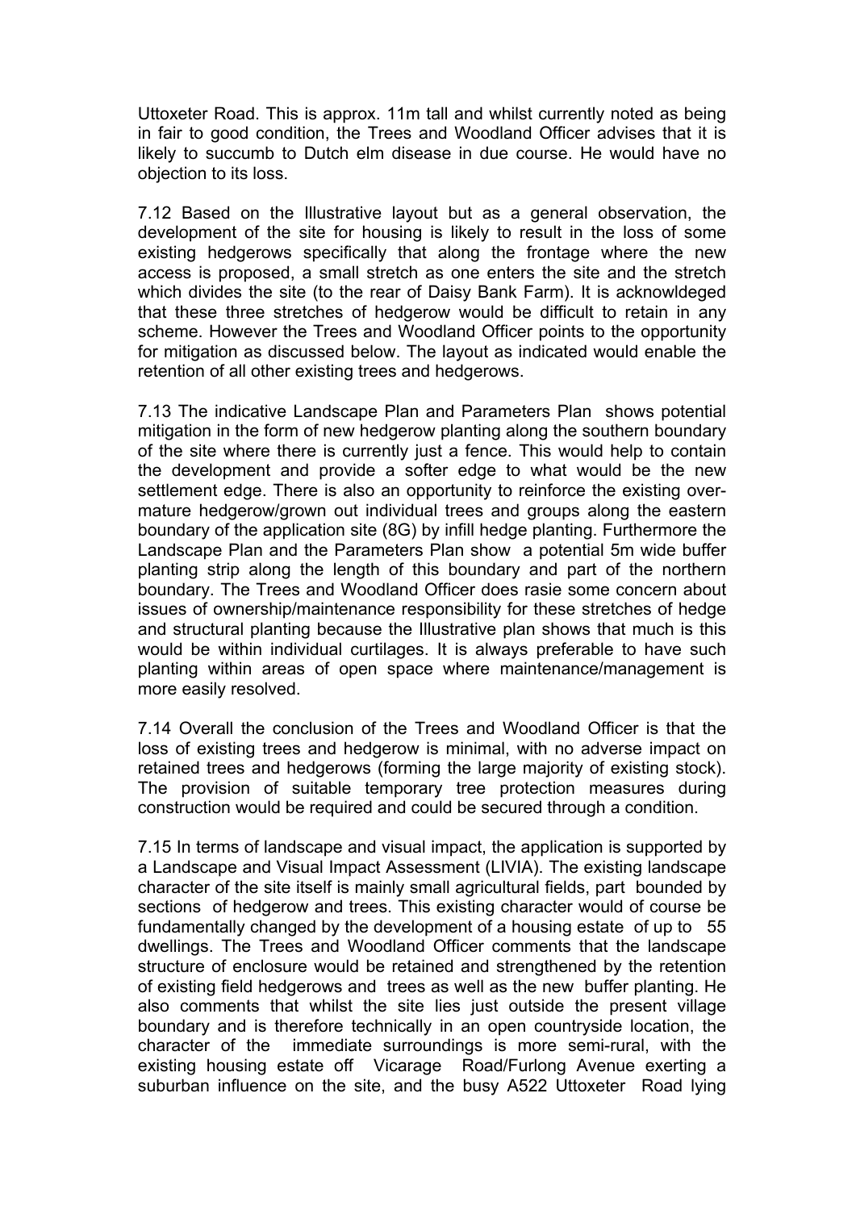Uttoxeter Road. This is approx. 11m tall and whilst currently noted as being in fair to good condition, the Trees and Woodland Officer advises that it is likely to succumb to Dutch elm disease in due course. He would have no objection to its loss.

7.12 Based on the Illustrative layout but as a general observation, the development of the site for housing is likely to result in the loss of some existing hedgerows specifically that along the frontage where the new access is proposed, a small stretch as one enters the site and the stretch which divides the site (to the rear of Daisy Bank Farm). It is acknowldeged that these three stretches of hedgerow would be difficult to retain in any scheme. However the Trees and Woodland Officer points to the opportunity for mitigation as discussed below. The layout as indicated would enable the retention of all other existing trees and hedgerows.

7.13 The indicative Landscape Plan and Parameters Plan shows potential mitigation in the form of new hedgerow planting along the southern boundary of the site where there is currently just a fence. This would help to contain the development and provide a softer edge to what would be the new settlement edge. There is also an opportunity to reinforce the existing over-mature hedgerow/grown out individual trees and groups along the eastern boundary of the application site (8G) by infill hedge planting. Furthermore the Landscape Plan and the Parameters Plan show a potential 5m wide buffer planting strip along the length of this boundary and part of the northern boundary. The Trees and Woodland Officer does rasie some concern about issues of ownership/maintenance responsibility for these stretches of hedge and structural planting because the Illustrative plan shows that much is this would be within individual curtilages. It is always preferable to have such planting within areas of open space where maintenance/management is more easily resolved.

7.14 Overall the conclusion of the Trees and Woodland Officer is that the loss of existing trees and hedgerow is minimal, with no adverse impact on retained trees and hedgerows (forming the large majority of existing stock). The provision of suitable temporary tree protection measures during construction would be required and could be secured through a condition.

7.15 In terms of landscape and visual impact, the application is supported by a Landscape and Visual Impact Assessment (LIVIA). The existing landscape character of the site itself is mainly small agricultural fields, part bounded by sections of hedgerow and trees. This existing character would of course be fundamentally changed by the development of a housing estate of up to 55 dwellings. The Trees and Woodland Officer comments that the landscape structure of enclosure would be retained and strengthened by the retention of existing field hedgerows and trees as well as the new buffer planting. He also comments that whilst the site lies just outside the present village boundary and is therefore technically in an open countryside location, the character of the immediate surroundings is more semi-rural, with the existing housing estate off Vicarage Road/Furlong Avenue exerting a suburban influence on the site, and the busy A522 Uttoxeter Road lying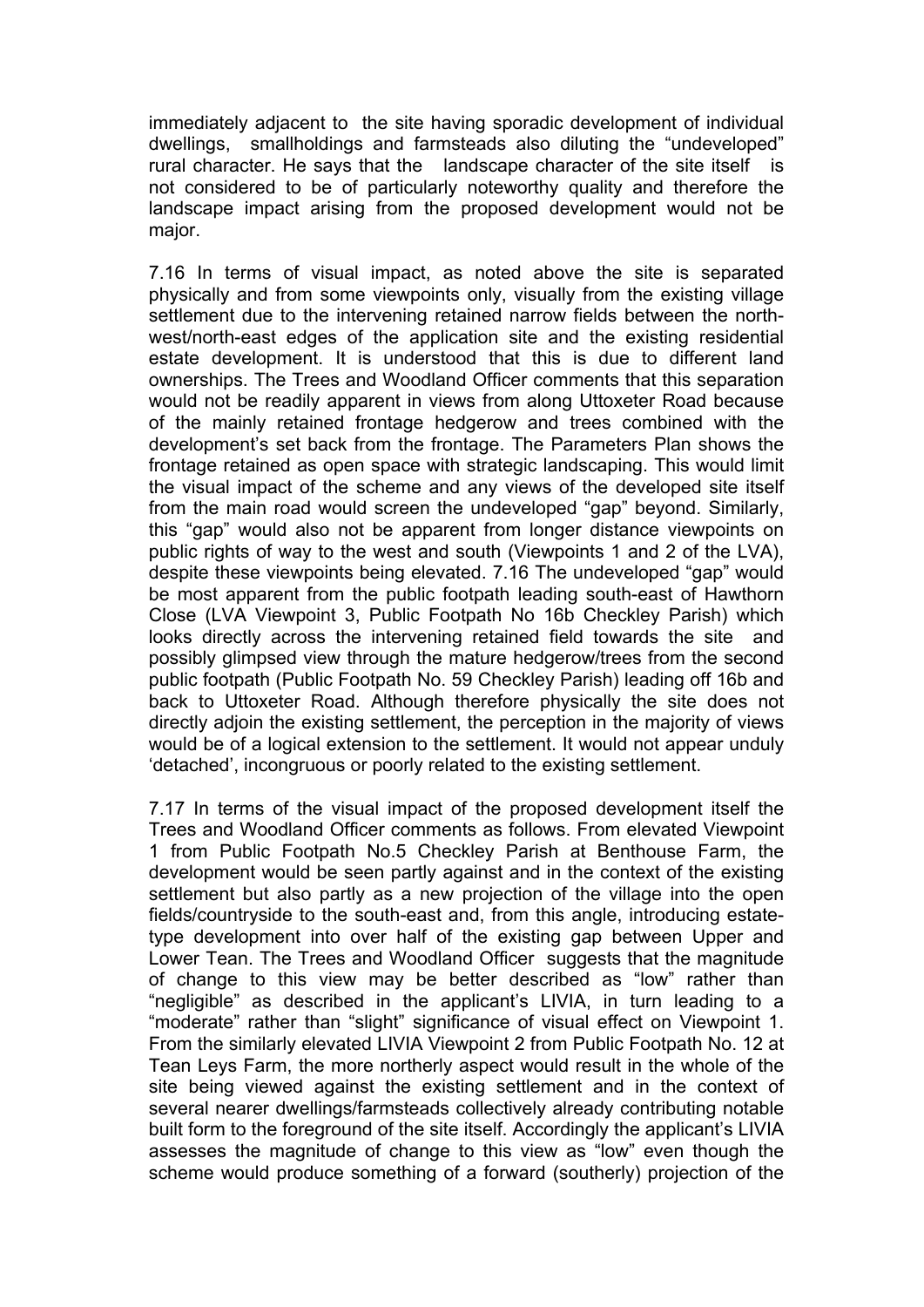immediately adjacent to the site having sporadic development of individual dwellings, smallholdings and farmsteads also diluting the "undeveloped" rural character. He says that the landscape character of the site itself is not considered to be of particularly noteworthy quality and therefore the landscape impact arising from the proposed development would not be major.

7.16 In terms of visual impact, as noted above the site is separated physically and from some viewpoints only, visually from the existing village settlement due to the intervening retained narrow fields between the north-west/north-east edges of the application site and the existing residential estate development. It is understood that this is due to different land ownerships. The Trees and Woodland Officer comments that this separation would not be readily apparent in views from along Uttoxeter Road because of the mainly retained frontage hedgerow and trees combined with the development's set back from the frontage. The Parameters Plan shows the frontage retained as open space with strategic landscaping. This would limit the visual impact of the scheme and any views of the developed site itself from the main road would screen the undeveloped "gap" beyond. Similarly, this "gap" would also not be apparent from longer distance viewpoints on public rights of way to the west and south (Viewpoints 1 and 2 of the LVA), despite these viewpoints being elevated. 7.16 The undeveloped "gap" would be most apparent from the public footpath leading south-east of Hawthorn Close (LVA Viewpoint 3, Public Footpath No 16b Checkley Parish) which looks directly across the intervening retained field towards the site and possibly glimpsed view through the mature hedgerow/trees from the second public footpath (Public Footpath No. 59 Checkley Parish) leading off 16b and back to Uttoxeter Road. Although therefore physically the site does not directly adjoin the existing settlement, the perception in the majority of views would be of a logical extension to the settlement. It would not appear unduly 'detached', incongruous or poorly related to the existing settlement.

7.17 In terms of the visual impact of the proposed development itself the Trees and Woodland Officer comments as follows. From elevated Viewpoint 1 from Public Footpath No.5 Checkley Parish at Benthouse Farm, the development would be seen partly against and in the context of the existing settlement but also partly as a new projection of the village into the open fields/countryside to the south-east and, from this angle, introducing estate-type development into over half of the existing gap between Upper and Lower Tean. The Trees and Woodland Officer suggests that the magnitude of change to this view may be better described as "low" rather than "negligible" as described in the applicant's LIVIA, in turn leading to a "moderate" rather than "slight" significance of visual effect on Viewpoint 1. From the similarly elevated LIVIA Viewpoint 2 from Public Footpath No. 12 at Tean Leys Farm, the more northerly aspect would result in the whole of the site being viewed against the existing settlement and in the context of several nearer dwellings/farmsteads collectively already contributing notable built form to the foreground of the site itself. Accordingly the applicant's LIVIA assesses the magnitude of change to this view as "low" even though the scheme would produce something of a forward (southerly) projection of the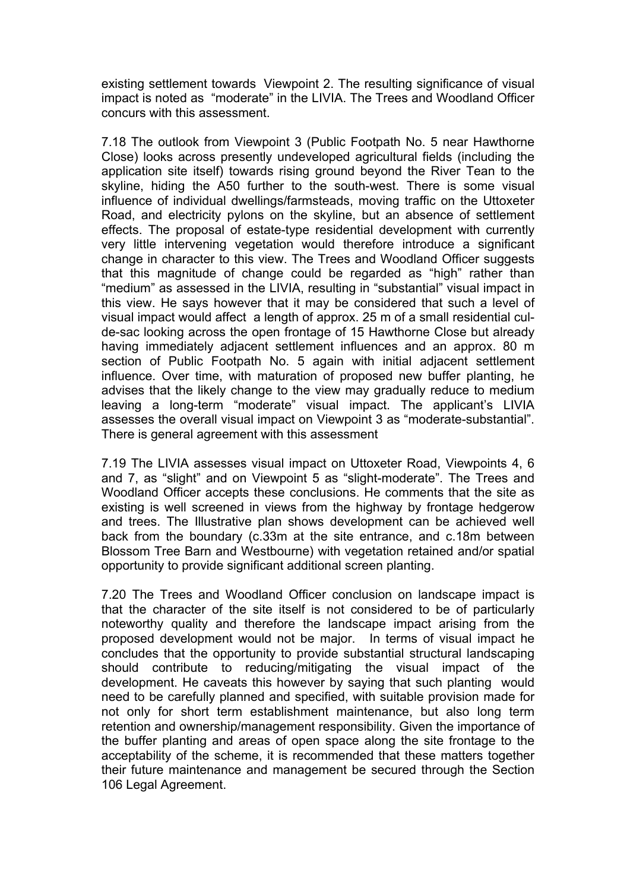existing settlement towards Viewpoint 2. The resulting significance of visual impact is noted as "moderate" in the LIVIA. The Trees and Woodland Officer concurs with this assessment.

7.18 The outlook from Viewpoint 3 (Public Footpath No. 5 near Hawthorne Close) looks across presently undeveloped agricultural fields (including the application site itself) towards rising ground beyond the River Tean to the skyline, hiding the A50 further to the south-west. There is some visual influence of individual dwellings/farmsteads, moving traffic on the Uttoxeter Road, and electricity pylons on the skyline, but an absence of settlement effects. The proposal of estate-type residential development with currently very little intervening vegetation would therefore introduce a significant change in character to this view. The Trees and Woodland Officer suggests that this magnitude of change could be regarded as "high" rather than "medium" as assessed in the LIVIA, resulting in "substantial" visual impact in this view. He says however that it may be considered that such a level of visual impact would affect a length of approx. 25 m of a small residential cul-de-sac looking across the open frontage of 15 Hawthorne Close but already having immediately adjacent settlement influences and an approx. 80 m section of Public Footpath No. 5 again with initial adjacent settlement influence. Over time, with maturation of proposed new buffer planting, he advises that the likely change to the view may gradually reduce to medium leaving a long-term "moderate" visual impact. The applicant's LIVIA assesses the overall visual impact on Viewpoint 3 as "moderate-substantial". There is general agreement with this assessment

7.19 The LIVIA assesses visual impact on Uttoxeter Road, Viewpoints 4, 6 and 7, as "slight" and on Viewpoint 5 as "slight-moderate". The Trees and Woodland Officer accepts these conclusions. He comments that the site as existing is well screened in views from the highway by frontage hedgerow and trees. The Illustrative plan shows development can be achieved well back from the boundary (c.33m at the site entrance, and c.18m between Blossom Tree Barn and Westbourne) with vegetation retained and/or spatial opportunity to provide significant additional screen planting.

7.20 The Trees and Woodland Officer conclusion on landscape impact is that the character of the site itself is not considered to be of particularly noteworthy quality and therefore the landscape impact arising from the proposed development would not be major. In terms of visual impact he concludes that the opportunity to provide substantial structural landscaping should contribute to reducing/mitigating the visual impact of the development. He caveats this however by saying that such planting would need to be carefully planned and specified, with suitable provision made for not only for short term establishment maintenance, but also long term retention and ownership/management responsibility. Given the importance of the buffer planting and areas of open space along the site frontage to the acceptability of the scheme, it is recommended that these matters together their future maintenance and management be secured through the Section 106 Legal Agreement.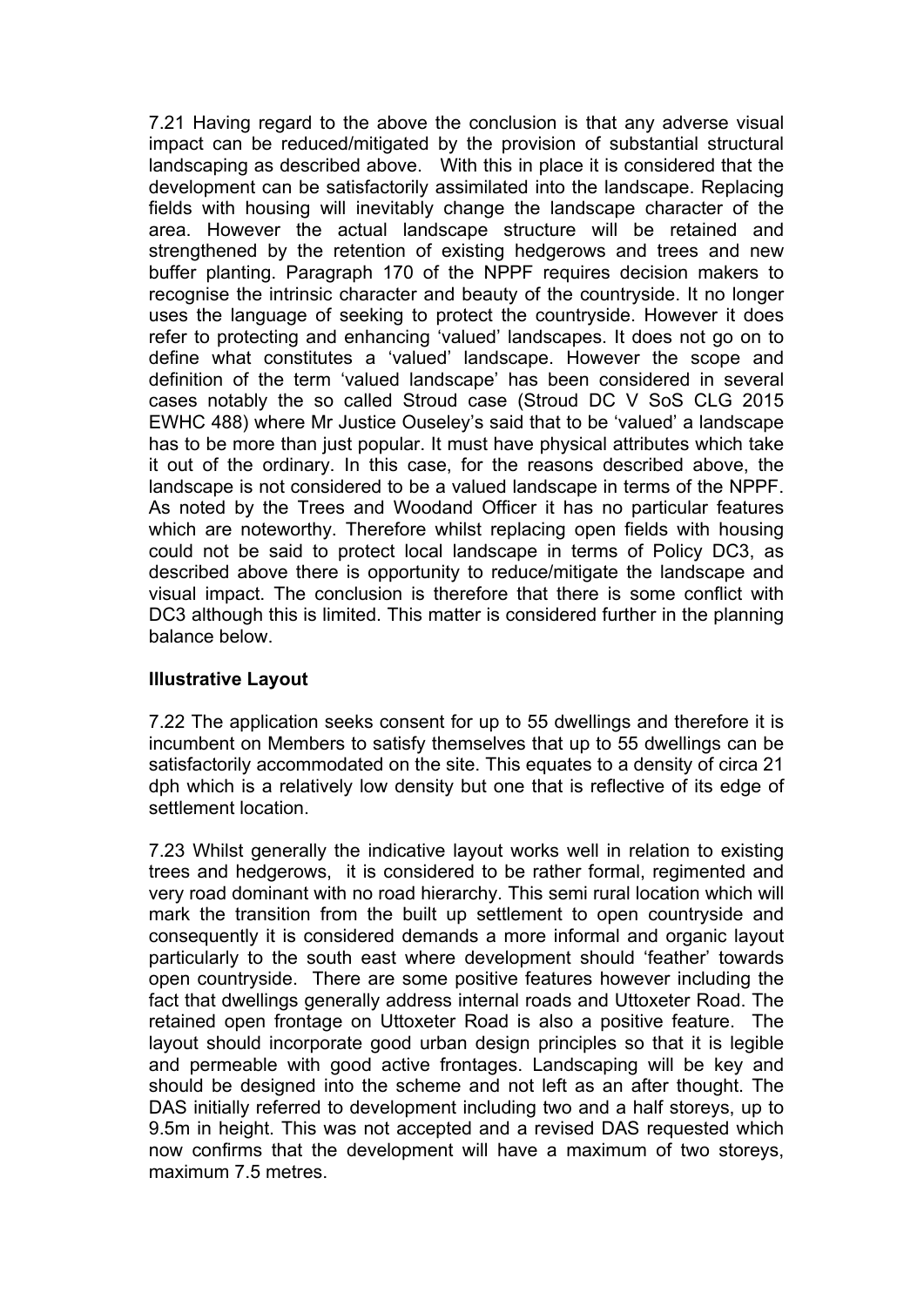7.21 Having regard to the above the conclusion is that any adverse visual impact can be reduced/mitigated by the provision of substantial structural landscaping as described above. With this in place it is considered that the development can be satisfactorily assimilated into the landscape. Replacing fields with housing will inevitably change the landscape character of the area. However the actual landscape structure will be retained and strengthened by the retention of existing hedgerows and trees and new buffer planting. Paragraph 170 of the NPPF requires decision makers to recognise the intrinsic character and beauty of the countryside. It no longer uses the language of seeking to protect the countryside. However it does refer to protecting and enhancing 'valued' landscapes. It does not go on to define what constitutes a 'valued' landscape. However the scope and definition of the term 'valued landscape' has been considered in several cases notably the so called Stroud case (Stroud DC V SoS CLG 2015 EWHC 488) where Mr Justice Ouseley's said that to be 'valued' a landscape has to be more than just popular. It must have physical attributes which take it out of the ordinary. In this case, for the reasons described above, the landscape is not considered to be a valued landscape in terms of the NPPF. As noted by the Trees and Woodand Officer it has no particular features which are noteworthy. Therefore whilst replacing open fields with housing could not be said to protect local landscape in terms of Policy DC3, as described above there is opportunity to reduce/mitigate the landscape and visual impact. The conclusion is therefore that there is some conflict with DC3 although this is limited. This matter is considered further in the planning balance below.

**Illustrative Layout**

7.22 The application seeks consent for up to 55 dwellings and therefore it is incumbent on Members to satisfy themselves that up to 55 dwellings can be satisfactorily accommodated on the site. This equates to a density of circa 21 dph which is a relatively low density but one that is reflective of its edge of settlement location.

7.23 Whilst generally the indicative layout works well in relation to existing trees and hedgerows, it is considered to be rather formal, regimented and very road dominant with no road hierarchy. This semi rural location which will mark the transition from the built up settlement to open countryside and consequently it is considered demands a more informal and organic layout particularly to the south east where development should 'feather' towards open countryside. There are some positive features however including the fact that dwellings generally address internal roads and Uttoxeter Road. The retained open frontage on Uttoxeter Road is also a positive feature. The layout should incorporate good urban design principles so that it is legible and permeable with good active frontages. Landscaping will be key and should be designed into the scheme and not left as an after thought. The DAS initially referred to development including two and a half storeys, up to 9.5m in height. This was not accepted and a revised DAS requested which now confirms that the development will have a maximum of two storeys, maximum 7.5 metres.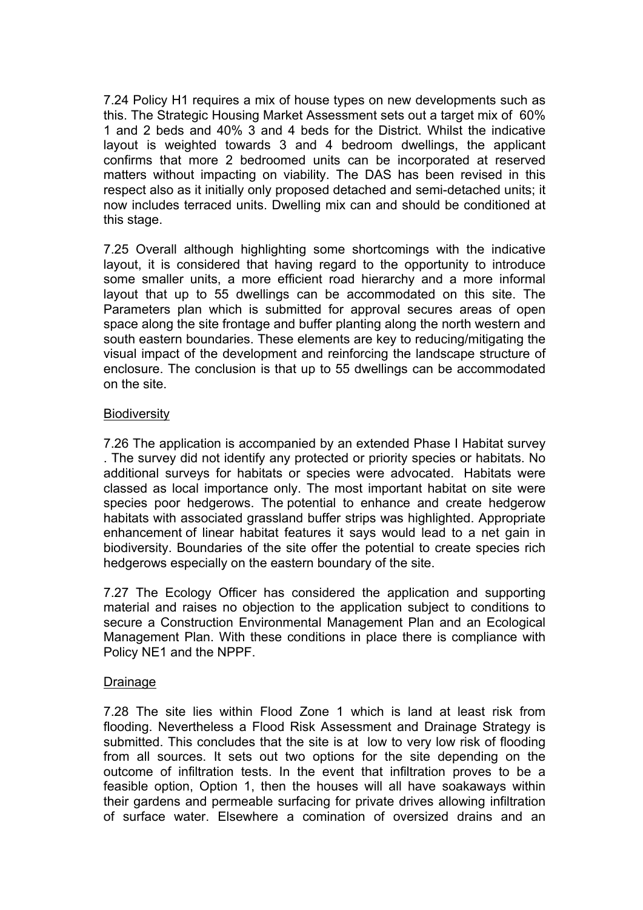7.24 Policy H1 requires a mix of house types on new developments such as this. The Strategic Housing Market Assessment sets out a target mix of 60% 1 and 2 beds and 40% 3 and 4 beds for the District. Whilst the indicative layout is weighted towards 3 and 4 bedroom dwellings, the applicant confirms that more 2 bedroomed units can be incorporated at reserved matters without impacting on viability. The DAS has been revised in this respect also as it initially only proposed detached and semi-detached units; it now includes terraced units. Dwelling mix can and should be conditioned at this stage.

7.25 Overall although highlighting some shortcomings with the indicative layout, it is considered that having regard to the opportunity to introduce some smaller units, a more efficient road hierarchy and a more informal layout that up to 55 dwellings can be accommodated on this site. The Parameters plan which is submitted for approval secures areas of open space along the site frontage and buffer planting along the north western and south eastern boundaries. These elements are key to reducing/mitigating the visual impact of the development and reinforcing the landscape structure of enclosure. The conclusion is that up to 55 dwellings can be accommodated on the site.

Biodiversity

7.26 The application is accompanied by an extended Phase I Habitat survey . The survey did not identify any protected or priority species or habitats. No additional surveys for habitats or species were advocated. Habitats were classed as local importance only. The most important habitat on site were species poor hedgerows. The potential to enhance and create hedgerow habitats with associated grassland buffer strips was highlighted. Appropriate enhancement of linear habitat features it says would lead to a net gain in biodiversity. Boundaries of the site offer the potential to create species rich hedgerows especially on the eastern boundary of the site.

7.27 The Ecology Officer has considered the application and supporting material and raises no objection to the application subject to conditions to secure a Construction Environmental Management Plan and an Ecological Management Plan. With these conditions in place there is compliance with Policy NE1 and the NPPF.

Drainage

7.28 The site lies within Flood Zone 1 which is land at least risk from flooding. Nevertheless a Flood Risk Assessment and Drainage Strategy is submitted. This concludes that the site is at low to very low risk of flooding from all sources. It sets out two options for the site depending on the outcome of infiltration tests. In the event that infiltration proves to be a feasible option, Option 1, then the houses will all have soakaways within their gardens and permeable surfacing for private drives allowing infiltration of surface water. Elsewhere a comination of oversized drains and an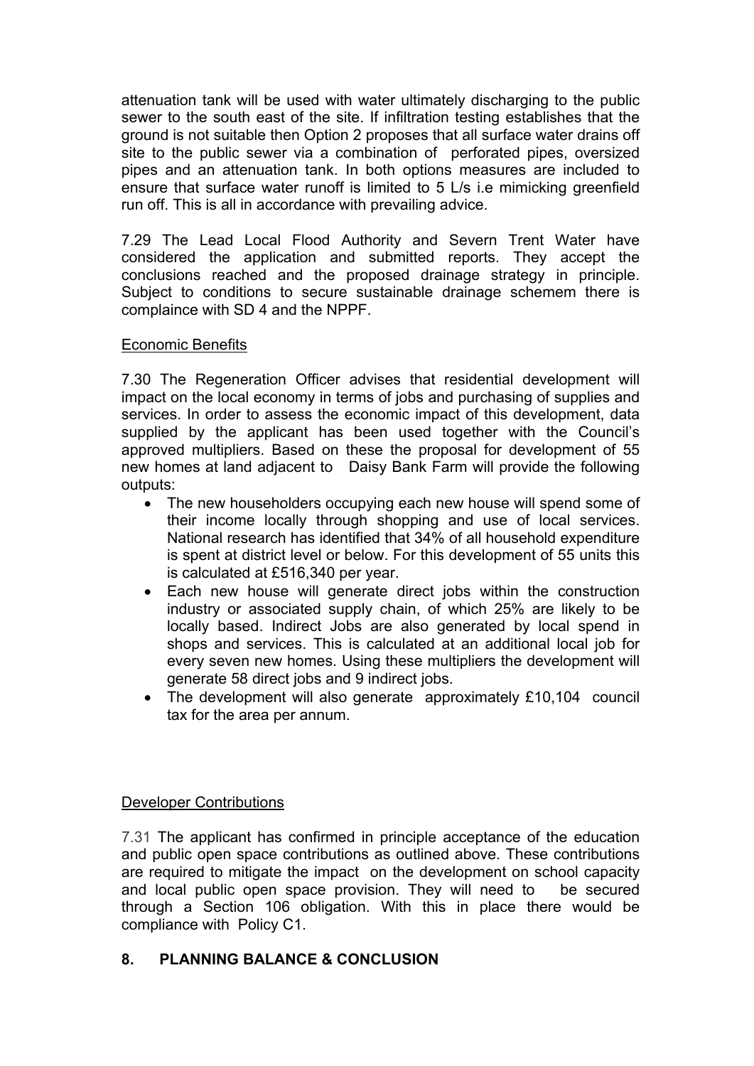attenuation tank will be used with water ultimately discharging to the public sewer to the south east of the site. If infiltration testing establishes that the ground is not suitable then Option 2 proposes that all surface water drains off site to the public sewer via a combination of perforated pipes, oversized pipes and an attenuation tank. In both options measures are included to ensure that surface water runoff is limited to 5 L/s i.e mimicking greenfield run off. This is all in accordance with prevailing advice.

7.29 The Lead Local Flood Authority and Severn Trent Water have considered the application and submitted reports. They accept the conclusions reached and the proposed drainage strategy in principle. Subject to conditions to secure sustainable drainage schemem there is complaince with SD 4 and the NPPF.

Economic Benefits

7.30 The Regeneration Officer advises that residential development will impact on the local economy in terms of jobs and purchasing of supplies and services. In order to assess the economic impact of this development, data supplied by the applicant has been used together with the Council's approved multipliers. Based on these the proposal for development of 55 new homes at land adjacent to Daisy Bank Farm will provide the following outputs:

- The new householders occupying each new house will spend some of their income locally through shopping and use of local services. National research has identified that 34% of all household expenditure is spent at district level or below. For this development of 55 units this is calculated at £516,340 per year.
- Each new house will generate direct jobs within the construction industry or associated supply chain, of which 25% are likely to be locally based. Indirect Jobs are also generated by local spend in shops and services. This is calculated at an additional local job for every seven new homes. Using these multipliers the development will generate 58 direct jobs and 9 indirect jobs.
- The development will also generate approximately £10,104 council tax for the area per annum.

Developer Contributions

7.31 The applicant has confirmed in principle acceptance of the education and public open space contributions as outlined above. These contributions are required to mitigate the impact on the development on school capacity and local public open space provision. They will need to be secured through a Section 106 obligation. With this in place there would be compliance with Policy C1.

## 8. PLANNING BALANCE & CONCLUSION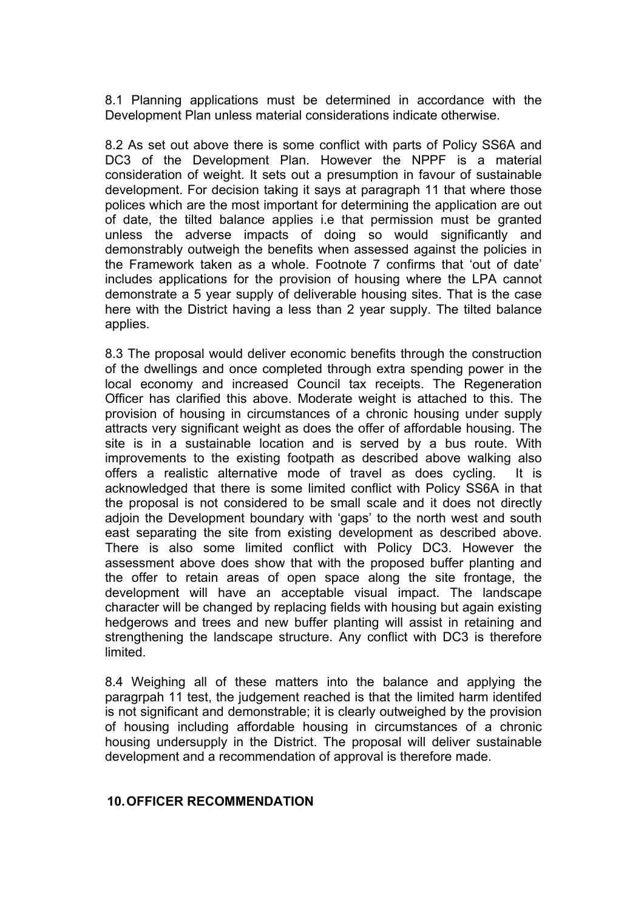8.1 Planning applications must be determined in accordance with the Development Plan unless material considerations indicate otherwise.

8.2 As set out above there is some conflict with parts of Policy SS6A and DC3 of the Development Plan. However the NPPF is a material consideration of weight. It sets out a presumption in favour of sustainable development. For decision taking it says at paragraph 11 that where those polices which are the most important for determining the application are out of date, the tilted balance applies i.e that permission must be granted unless the adverse impacts of doing so would significantly and demonstrably outweigh the benefits when assessed against the policies in the Framework taken as a whole. Footnote 7 confirms that 'out of date' includes applications for the provision of housing where the LPA cannot demonstrate a 5 year supply of deliverable housing sites. That is the case here with the District having a less than 2 year supply. The tilted balance applies.

8.3 The proposal would deliver economic benefits through the construction of the dwellings and once completed through extra spending power in the local economy and increased Council tax receipts. The Regeneration Officer has clarified this above. Moderate weight is attached to this. The provision of housing in circumstances of a chronic housing under supply attracts very significant weight as does the offer of affordable housing. The site is in a sustainable location and is served by a bus route. With improvements to the existing footpath as described above walking also offers a realistic alternative mode of travel as does cycling. It is acknowledged that there is some limited conflict with Policy SS6A in that the proposal is not considered to be small scale and it does not directly adjoin the Development boundary with 'gaps' to the north west and south east separating the site from existing development as described above. There is also some limited conflict with Policy DC3. However the assessment above does show that with the proposed buffer planting and the offer to retain areas of open space along the site frontage, the development will have an acceptable visual impact. The landscape character will be changed by replacing fields with housing but again existing hedgerows and trees and new buffer planting will assist in retaining and strengthening the landscape structure. Any conflict with DC3 is therefore limited.

8.4 Weighing all of these matters into the balance and applying the paragrpah 11 test, the judgement reached is that the limited harm identifed is not significant and demonstrable; it is clearly outweighed by the provision of housing including affordable housing in circumstances of a chronic housing undersupply in the District. The proposal will deliver sustainable development and a recommendation of approval is therefore made.

## 10. OFFICER RECOMMENDATION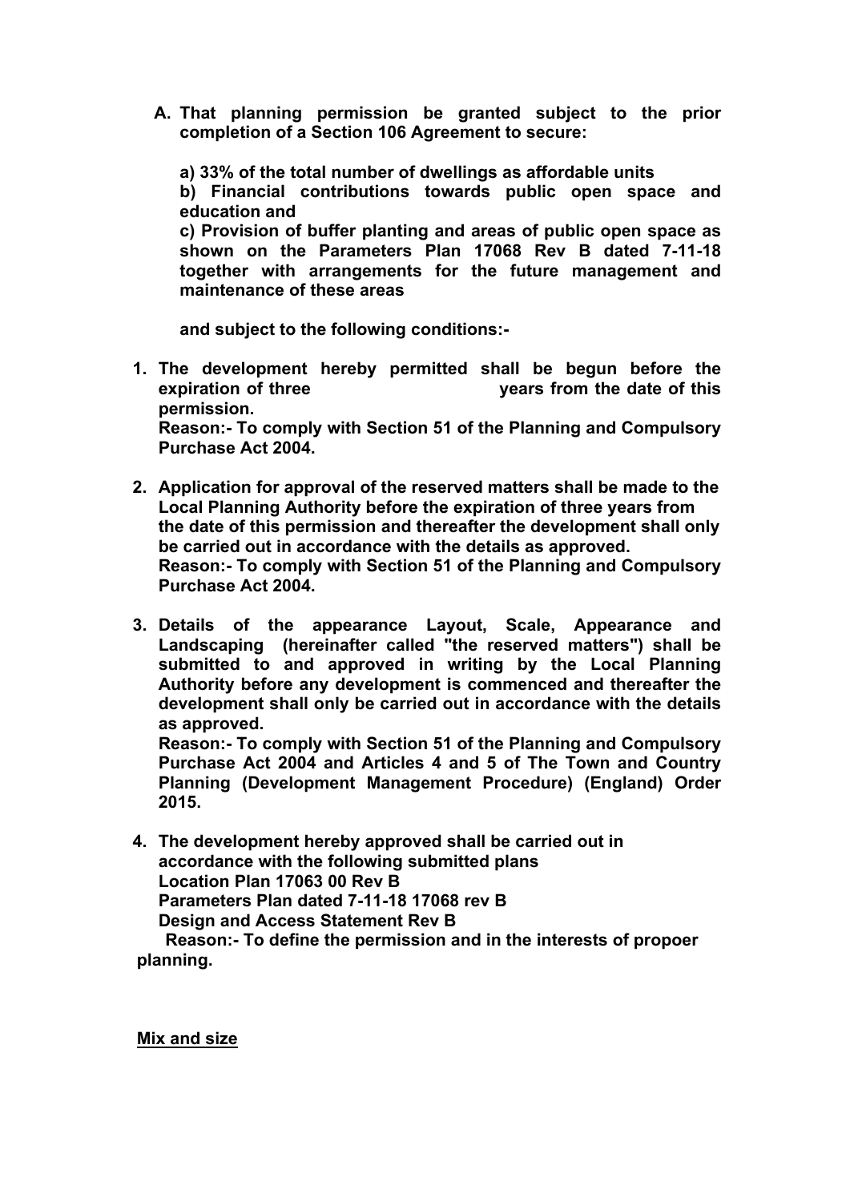**A. That planning permission be granted subject to the prior completion of a Section 106 Agreement to secure:**

**a) 33% of the total number of dwellings as affordable units**

**b) Financial contributions towards public open space and education and**

**c) Provision of buffer planting and areas of public open space as shown on the Parameters Plan 17068 Rev B dated 7-11-18 together with arrangements for the future management and maintenance of these areas**

**and subject to the following conditions:-**

1. **The development hereby permitted shall be begun before the expiration of three years from the date of this permission.**
   **Reason:- To comply with Section 51 of the Planning and Compulsory Purchase Act 2004.**

2. **Application for approval of the reserved matters shall be made to the Local Planning Authority before the expiration of three years from the date of this permission and thereafter the development shall only be carried out in accordance with the details as approved.**
   **Reason:- To comply with Section 51 of the Planning and Compulsory Purchase Act 2004.**

3. **Details of the appearance Layout, Scale, Appearance and Landscaping (hereinafter called "the reserved matters") shall be submitted to and approved in writing by the Local Planning Authority before any development is commenced and thereafter the development shall only be carried out in accordance with the details as approved.**
   **Reason:- To comply with Section 51 of the Planning and Compulsory Purchase Act 2004 and Articles 4 and 5 of The Town and Country Planning (Development Management Procedure) (England) Order 2015.**

4. **The development hereby approved shall be carried out in accordance with the following submitted plans**
   **Location Plan 17063 00 Rev B**
   **Parameters Plan dated 7-11-18 17068 rev B**
   **Design and Access Statement Rev B**
   **Reason:- To define the permission and in the interests of propoer planning.**

**<u>Mix and size</u>**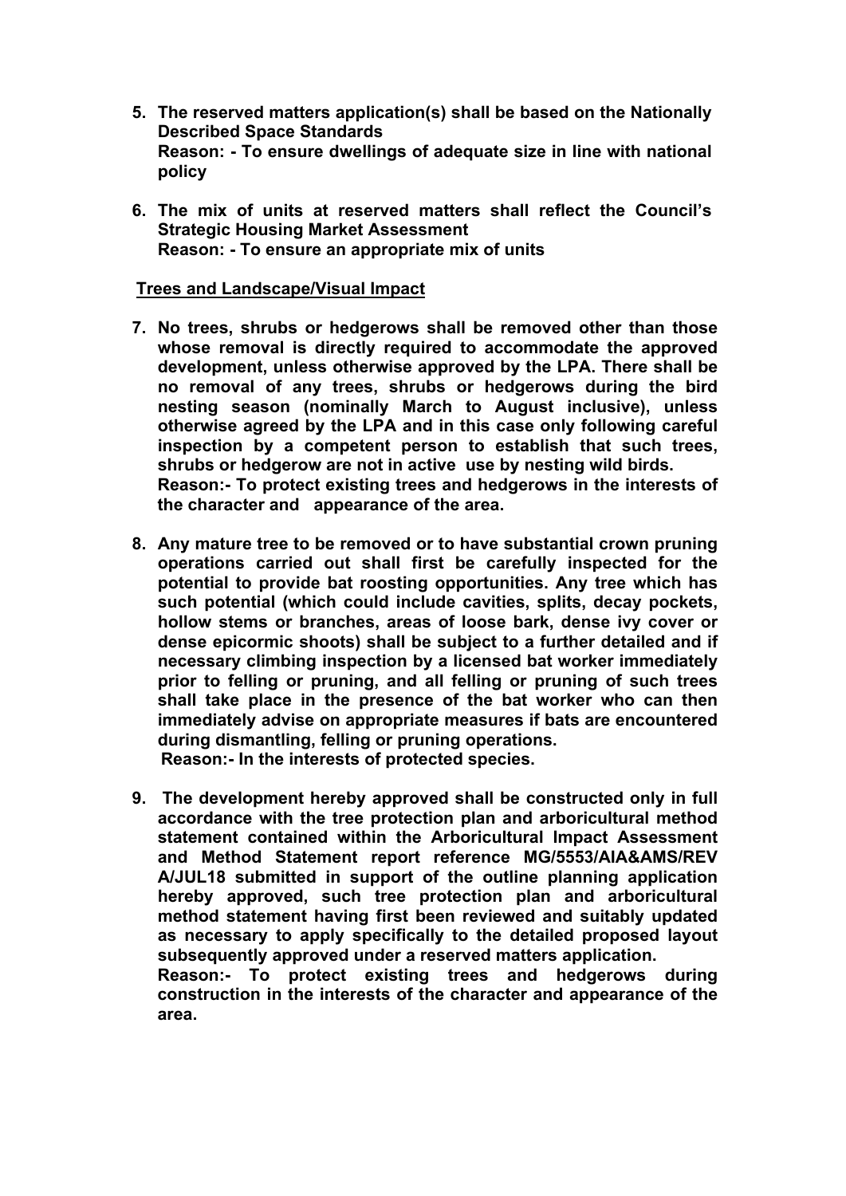5. **The reserved matters application(s) shall be based on the Nationally Described Space Standards**
   **Reason: - To ensure dwellings of adequate size in line with national policy**

6. **The mix of units at reserved matters shall reflect the Council's Strategic Housing Market Assessment**
   **Reason: - To ensure an appropriate mix of units**

**Trees and Landscape/Visual Impact**

7. **No trees, shrubs or hedgerows shall be removed other than those whose removal is directly required to accommodate the approved development, unless otherwise approved by the LPA. There shall be no removal of any trees, shrubs or hedgerows during the bird nesting season (nominally March to August inclusive), unless otherwise agreed by the LPA and in this case only following careful inspection by a competent person to establish that such trees, shrubs or hedgerow are not in active use by nesting wild birds.**
   **Reason:- To protect existing trees and hedgerows in the interests of the character and appearance of the area.**

8. **Any mature tree to be removed or to have substantial crown pruning operations carried out shall first be carefully inspected for the potential to provide bat roosting opportunities. Any tree which has such potential (which could include cavities, splits, decay pockets, hollow stems or branches, areas of loose bark, dense ivy cover or dense epicormic shoots) shall be subject to a further detailed and if necessary climbing inspection by a licensed bat worker immediately prior to felling or pruning, and all felling or pruning of such trees shall take place in the presence of the bat worker who can then immediately advise on appropriate measures if bats are encountered during dismantling, felling or pruning operations.**
   **Reason:- In the interests of protected species.**

9. **The development hereby approved shall be constructed only in full accordance with the tree protection plan and arboricultural method statement contained within the Arboricultural Impact Assessment and Method Statement report reference MG/5553/AIA&AMS/REV A/JUL18 submitted in support of the outline planning application hereby approved, such tree protection plan and arboricultural method statement having first been reviewed and suitably updated as necessary to apply specifically to the detailed proposed layout subsequently approved under a reserved matters application.**
   **Reason:- To protect existing trees and hedgerows during construction in the interests of the character and appearance of the area.**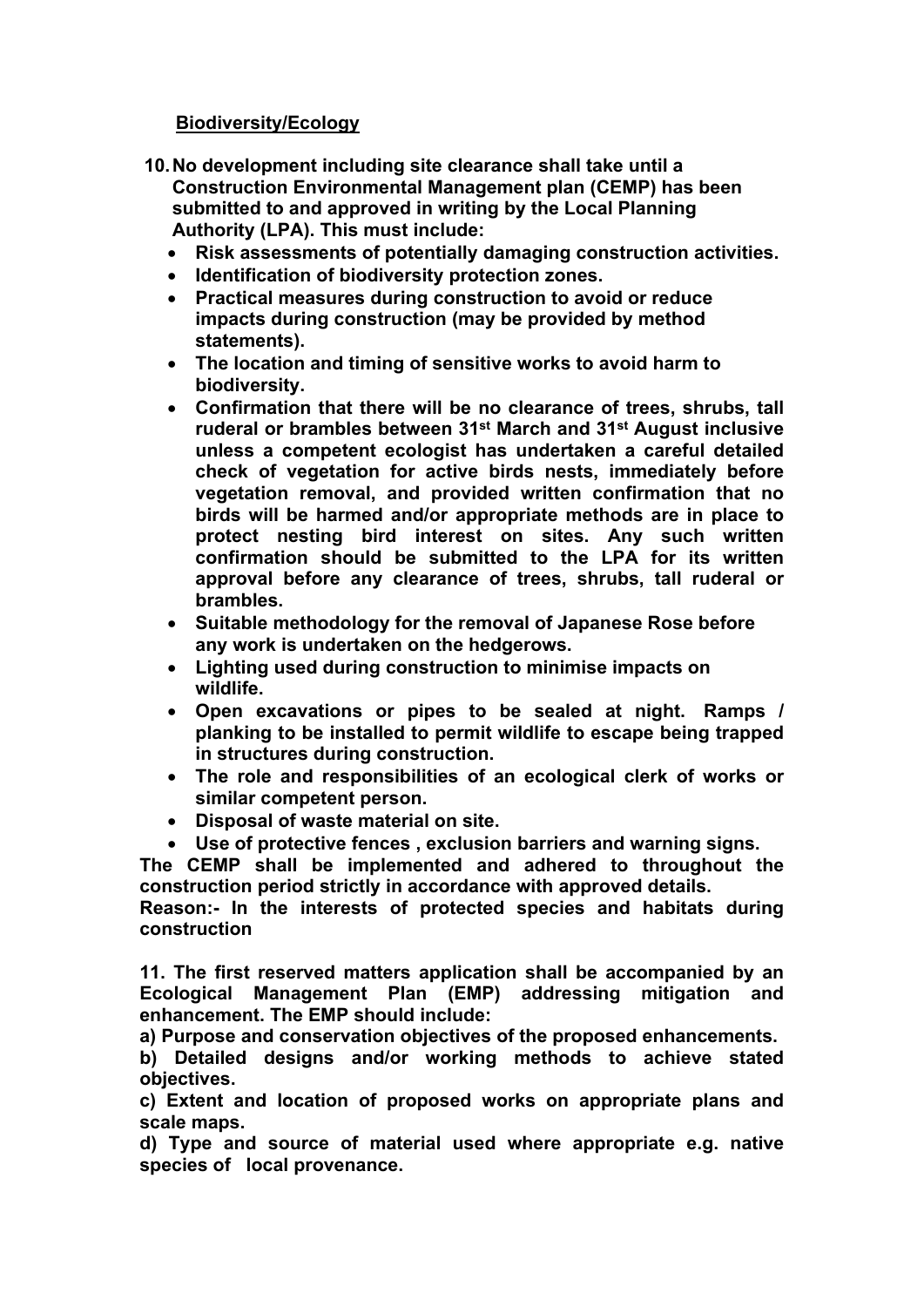**Biodiversity/Ecology**

10. **No development including site clearance shall take until a Construction Environmental Management plan (CEMP) has been submitted to and approved in writing by the Local Planning Authority (LPA). This must include:**
    - **Risk assessments of potentially damaging construction activities.**
    - **Identification of biodiversity protection zones.**
    - **Practical measures during construction to avoid or reduce impacts during construction (may be provided by method statements).**
    - **The location and timing of sensitive works to avoid harm to biodiversity.**
    - **Confirmation that there will be no clearance of trees, shrubs, tall ruderal or brambles between 31st March and 31st August inclusive unless a competent ecologist has undertaken a careful detailed check of vegetation for active birds nests, immediately before vegetation removal, and provided written confirmation that no birds will be harmed and/or appropriate methods are in place to protect nesting bird interest on sites. Any such written confirmation should be submitted to the LPA for its written approval before any clearance of trees, shrubs, tall ruderal or brambles.**
    - **Suitable methodology for the removal of Japanese Rose before any work is undertaken on the hedgerows.**
    - **Lighting used during construction to minimise impacts on wildlife.**
    - **Open excavations or pipes to be sealed at night. Ramps / planking to be installed to permit wildlife to escape being trapped in structures during construction.**
    - **The role and responsibilities of an ecological clerk of works or similar competent person.**
    - **Disposal of waste material on site.**
    - **Use of protective fences , exclusion barriers and warning signs.**

**The CEMP shall be implemented and adhered to throughout the construction period strictly in accordance with approved details.**

**Reason:- In the interests of protected species and habitats during construction**

**11. The first reserved matters application shall be accompanied by an Ecological Management Plan (EMP) addressing mitigation and enhancement. The EMP should include:**

**a) Purpose and conservation objectives of the proposed enhancements.**

**b) Detailed designs and/or working methods to achieve stated objectives.**

**c) Extent and location of proposed works on appropriate plans and scale maps.**

**d) Type and source of material used where appropriate e.g. native species of local provenance.**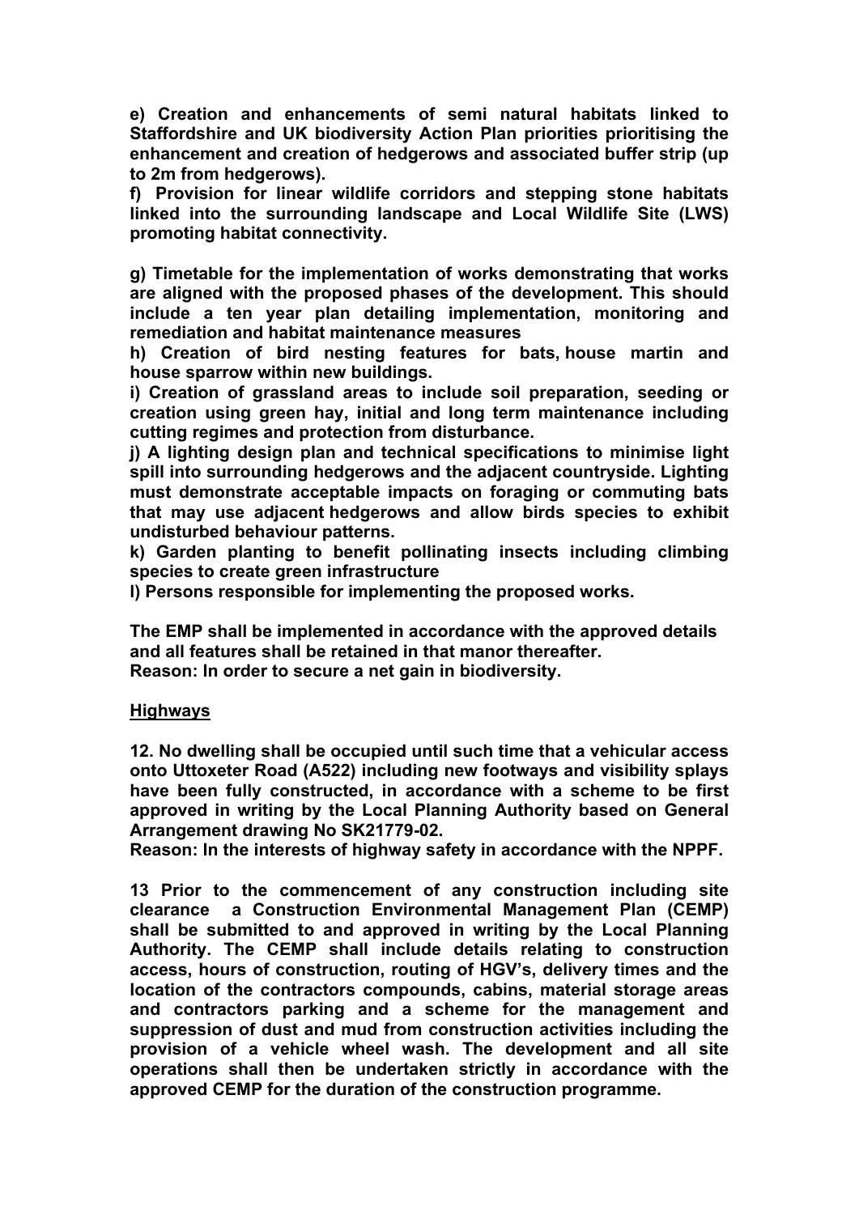**e) Creation and enhancements of semi natural habitats linked to Staffordshire and UK biodiversity Action Plan priorities prioritising the enhancement and creation of hedgerows and associated buffer strip (up to 2m from hedgerows).**

**f) Provision for linear wildlife corridors and stepping stone habitats linked into the surrounding landscape and Local Wildlife Site (LWS) promoting habitat connectivity.**

**g) Timetable for the implementation of works demonstrating that works are aligned with the proposed phases of the development. This should include a ten year plan detailing implementation, monitoring and remediation and habitat maintenance measures**

**h) Creation of bird nesting features for bats, house martin and house sparrow within new buildings.**

**i) Creation of grassland areas to include soil preparation, seeding or creation using green hay, initial and long term maintenance including cutting regimes and protection from disturbance.**

**j) A lighting design plan and technical specifications to minimise light spill into surrounding hedgerows and the adjacent countryside. Lighting must demonstrate acceptable impacts on foraging or commuting bats that may use adjacent hedgerows and allow birds species to exhibit undisturbed behaviour patterns.**

**k) Garden planting to benefit pollinating insects including climbing species to create green infrastructure**

**l) Persons responsible for implementing the proposed works.**

**The EMP shall be implemented in accordance with the approved details and all features shall be retained in that manor thereafter.**
**Reason: In order to secure a net gain in biodiversity.**

**Highways**

**12. No dwelling shall be occupied until such time that a vehicular access onto Uttoxeter Road (A522) including new footways and visibility splays have been fully constructed, in accordance with a scheme to be first approved in writing by the Local Planning Authority based on General Arrangement drawing No SK21779-02.**
**Reason: In the interests of highway safety in accordance with the NPPF.**

**13 Prior to the commencement of any construction including site clearance a Construction Environmental Management Plan (CEMP) shall be submitted to and approved in writing by the Local Planning Authority. The CEMP shall include details relating to construction access, hours of construction, routing of HGV's, delivery times and the location of the contractors compounds, cabins, material storage areas and contractors parking and a scheme for the management and suppression of dust and mud from construction activities including the provision of a vehicle wheel wash. The development and all site operations shall then be undertaken strictly in accordance with the approved CEMP for the duration of the construction programme.**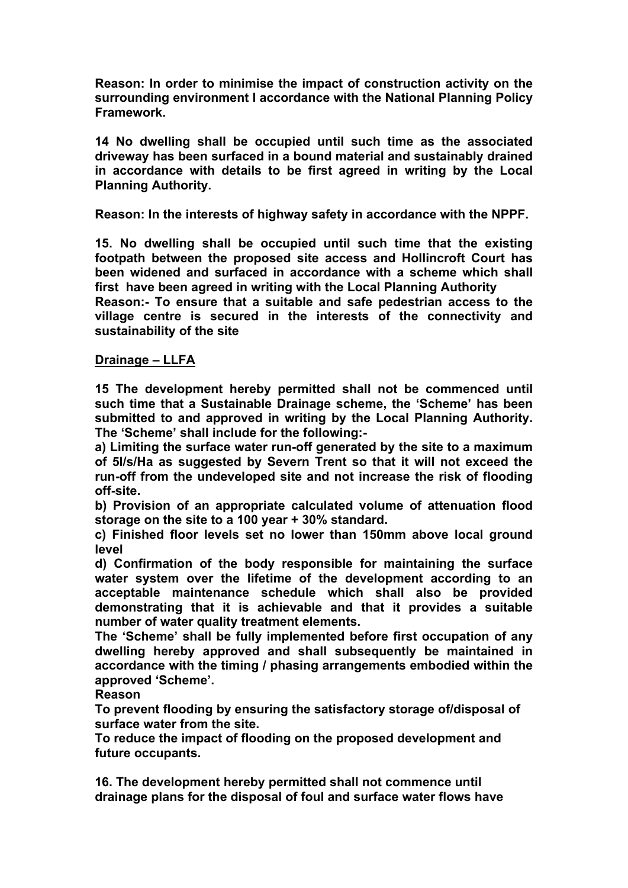**Reason: In order to minimise the impact of construction activity on the surrounding environment I accordance with the National Planning Policy Framework.**

**14 No dwelling shall be occupied until such time as the associated driveway has been surfaced in a bound material and sustainably drained in accordance with details to be first agreed in writing by the Local Planning Authority.**

**Reason: In the interests of highway safety in accordance with the NPPF.**

**15. No dwelling shall be occupied until such time that the existing footpath between the proposed site access and Hollincroft Court has been widened and surfaced in accordance with a scheme which shall first have been agreed in writing with the Local Planning Authority**
**Reason:- To ensure that a suitable and safe pedestrian access to the village centre is secured in the interests of the connectivity and sustainability of the site**

**<u>Drainage – LLFA</u>**

**15 The development hereby permitted shall not be commenced until such time that a Sustainable Drainage scheme, the 'Scheme' has been submitted to and approved in writing by the Local Planning Authority. The 'Scheme' shall include for the following:-**
**a) Limiting the surface water run-off generated by the site to a maximum of 5l/s/Ha as suggested by Severn Trent so that it will not exceed the run-off from the undeveloped site and not increase the risk of flooding off-site.**
**b) Provision of an appropriate calculated volume of attenuation flood storage on the site to a 100 year + 30% standard.**
**c) Finished floor levels set no lower than 150mm above local ground level**
**d) Confirmation of the body responsible for maintaining the surface water system over the lifetime of the development according to an acceptable maintenance schedule which shall also be provided demonstrating that it is achievable and that it provides a suitable number of water quality treatment elements.**
**The 'Scheme' shall be fully implemented before first occupation of any dwelling hereby approved and shall subsequently be maintained in accordance with the timing / phasing arrangements embodied within the approved 'Scheme'.**
**Reason**
**To prevent flooding by ensuring the satisfactory storage of/disposal of surface water from the site.**
**To reduce the impact of flooding on the proposed development and future occupants.**

**16. The development hereby permitted shall not commence until drainage plans for the disposal of foul and surface water flows have**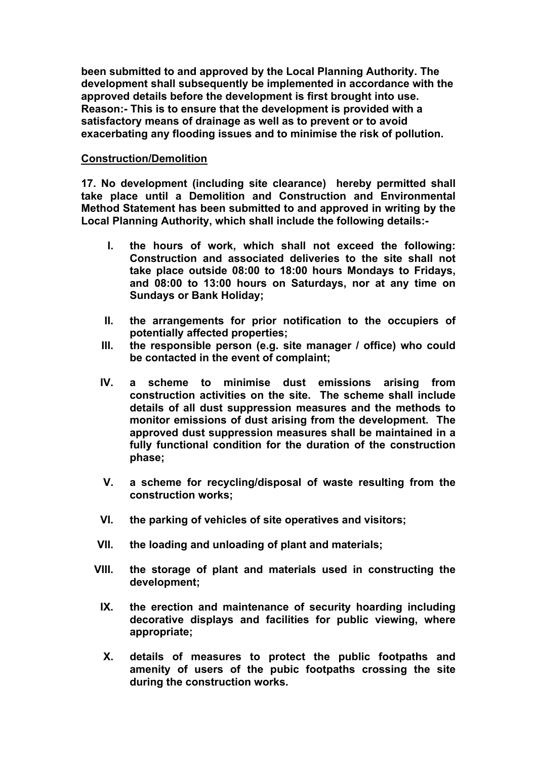**been submitted to and approved by the Local Planning Authority. The development shall subsequently be implemented in accordance with the approved details before the development is first brought into use. Reason:- This is to ensure that the development is provided with a satisfactory means of drainage as well as to prevent or to avoid exacerbating any flooding issues and to minimise the risk of pollution.**

**Construction/Demolition**

**17. No development (including site clearance) hereby permitted shall take place until a Demolition and Construction and Environmental Method Statement has been submitted to and approved in writing by the Local Planning Authority, which shall include the following details:-**

I. **the hours of work, which shall not exceed the following: Construction and associated deliveries to the site shall not take place outside 08:00 to 18:00 hours Mondays to Fridays, and 08:00 to 13:00 hours on Saturdays, nor at any time on Sundays or Bank Holiday;**

II. **the arrangements for prior notification to the occupiers of potentially affected properties;**

III. **the responsible person (e.g. site manager / office) who could be contacted in the event of complaint;**

IV. **a scheme to minimise dust emissions arising from construction activities on the site. The scheme shall include details of all dust suppression measures and the methods to monitor emissions of dust arising from the development. The approved dust suppression measures shall be maintained in a fully functional condition for the duration of the construction phase;**

V. **a scheme for recycling/disposal of waste resulting from the construction works;**

VI. **the parking of vehicles of site operatives and visitors;**

VII. **the loading and unloading of plant and materials;**

VIII. **the storage of plant and materials used in constructing the development;**

IX. **the erection and maintenance of security hoarding including decorative displays and facilities for public viewing, where appropriate;**

X. **details of measures to protect the public footpaths and amenity of users of the pubic footpaths crossing the site during the construction works.**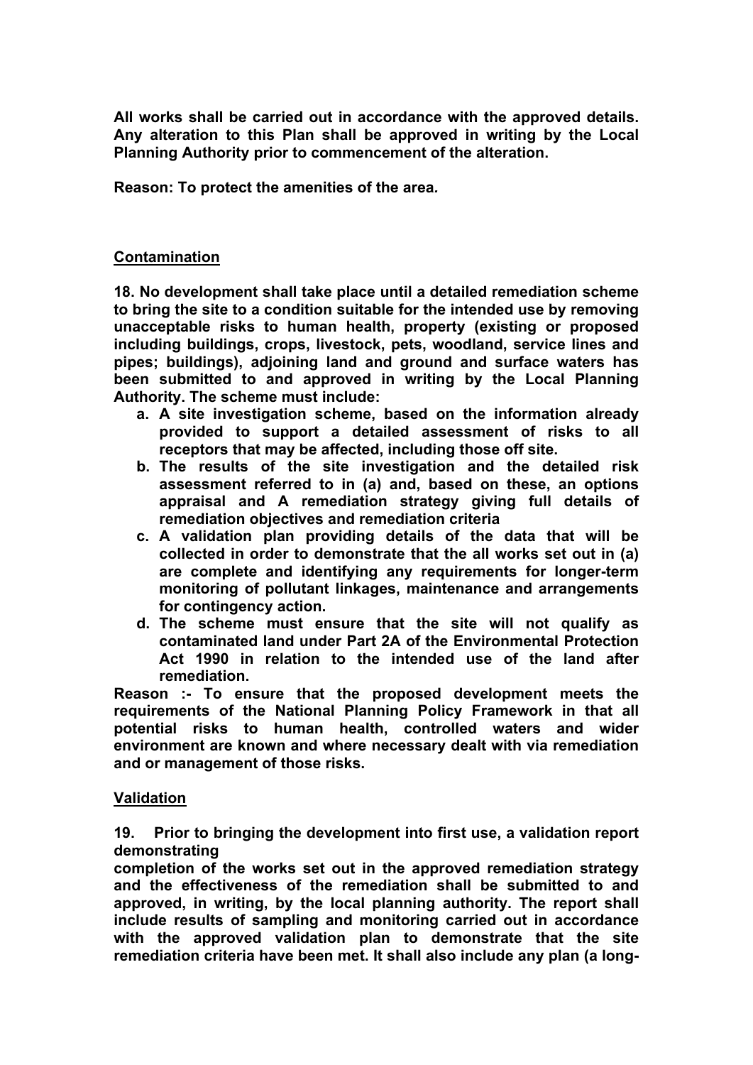**All works shall be carried out in accordance with the approved details. Any alteration to this Plan shall be approved in writing by the Local Planning Authority prior to commencement of the alteration.**

**Reason: To protect the amenities of the area.**

**Contamination**

**18. No development shall take place until a detailed remediation scheme to bring the site to a condition suitable for the intended use by removing unacceptable risks to human health, property (existing or proposed including buildings, crops, livestock, pets, woodland, service lines and pipes; buildings), adjoining land and ground and surface waters has been submitted to and approved in writing by the Local Planning Authority. The scheme must include:**

- **a. A site investigation scheme, based on the information already provided to support a detailed assessment of risks to all receptors that may be affected, including those off site.**
- **b. The results of the site investigation and the detailed risk assessment referred to in (a) and, based on these, an options appraisal and A remediation strategy giving full details of remediation objectives and remediation criteria**
- **c. A validation plan providing details of the data that will be collected in order to demonstrate that the all works set out in (a) are complete and identifying any requirements for longer-term monitoring of pollutant linkages, maintenance and arrangements for contingency action.**
- **d. The scheme must ensure that the site will not qualify as contaminated land under Part 2A of the Environmental Protection Act 1990 in relation to the intended use of the land after remediation.**

**Reason :- To ensure that the proposed development meets the requirements of the National Planning Policy Framework in that all potential risks to human health, controlled waters and wider environment are known and where necessary dealt with via remediation and or management of those risks.**

**Validation**

**19. Prior to bringing the development into first use, a validation report demonstrating**
**completion of the works set out in the approved remediation strategy and the effectiveness of the remediation shall be submitted to and approved, in writing, by the local planning authority. The report shall include results of sampling and monitoring carried out in accordance with the approved validation plan to demonstrate that the site remediation criteria have been met. It shall also include any plan (a long-**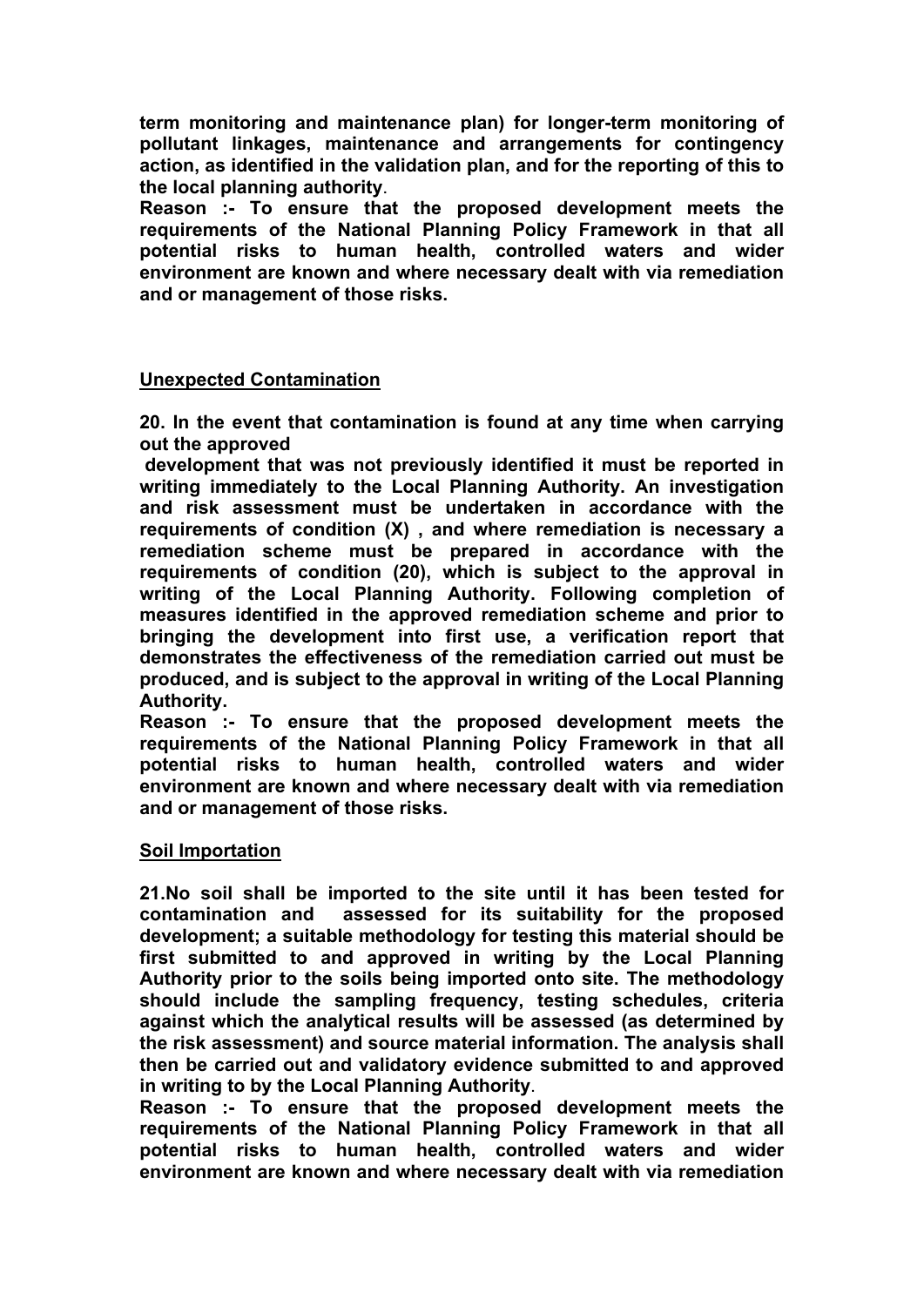**term monitoring and maintenance plan) for longer-term monitoring of pollutant linkages, maintenance and arrangements for contingency action, as identified in the validation plan, and for the reporting of this to the local planning authority**.

**Reason :- To ensure that the proposed development meets the requirements of the National Planning Policy Framework in that all potential risks to human health, controlled waters and wider environment are known and where necessary dealt with via remediation and or management of those risks.**

**Unexpected Contamination**

**20. In the event that contamination is found at any time when carrying out the approved development that was not previously identified it must be reported in writing immediately to the Local Planning Authority. An investigation and risk assessment must be undertaken in accordance with the requirements of condition (X) , and where remediation is necessary a remediation scheme must be prepared in accordance with the requirements of condition (20), which is subject to the approval in writing of the Local Planning Authority. Following completion of measures identified in the approved remediation scheme and prior to bringing the development into first use, a verification report that demonstrates the effectiveness of the remediation carried out must be produced, and is subject to the approval in writing of the Local Planning Authority.**

**Reason :- To ensure that the proposed development meets the requirements of the National Planning Policy Framework in that all potential risks to human health, controlled waters and wider environment are known and where necessary dealt with via remediation and or management of those risks.**

**Soil Importation**

**21.No soil shall be imported to the site until it has been tested for contamination and assessed for its suitability for the proposed development; a suitable methodology for testing this material should be first submitted to and approved in writing by the Local Planning Authority prior to the soils being imported onto site. The methodology should include the sampling frequency, testing schedules, criteria against which the analytical results will be assessed (as determined by the risk assessment) and source material information. The analysis shall then be carried out and validatory evidence submitted to and approved in writing to by the Local Planning Authority**.

**Reason :- To ensure that the proposed development meets the requirements of the National Planning Policy Framework in that all potential risks to human health, controlled waters and wider environment are known and where necessary dealt with via remediation**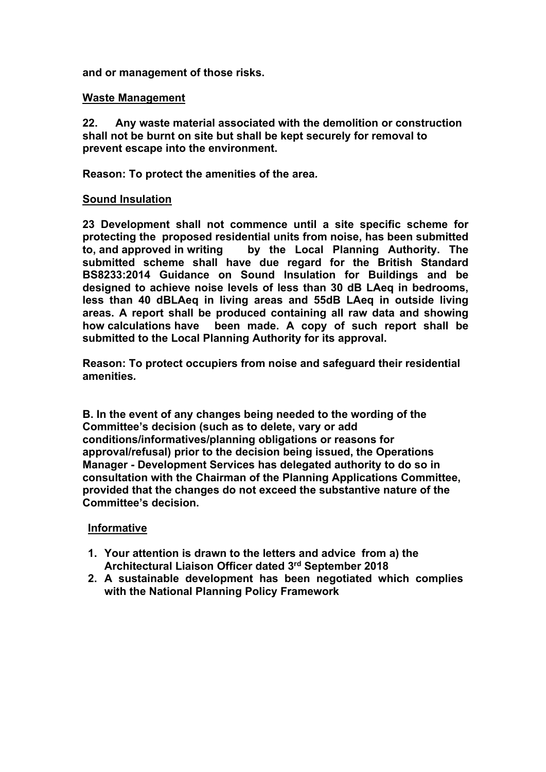**and or management of those risks.**

**Waste Management**

**22. Any waste material associated with the demolition or construction shall not be burnt on site but shall be kept securely for removal to prevent escape into the environment.**

**Reason: To protect the amenities of the area.**

**Sound Insulation**

**23 Development shall not commence until a site specific scheme for protecting the proposed residential units from noise, has been submitted to, and approved in writing by the Local Planning Authority. The submitted scheme shall have due regard for the British Standard BS8233:2014 Guidance on Sound Insulation for Buildings and be designed to achieve noise levels of less than 30 dB LAeq in bedrooms, less than 40 dBLAeq in living areas and 55dB LAeq in outside living areas. A report shall be produced containing all raw data and showing how calculations have been made. A copy of such report shall be submitted to the Local Planning Authority for its approval.**

**Reason: To protect occupiers from noise and safeguard their residential amenities.**

**B. In the event of any changes being needed to the wording of the Committee's decision (such as to delete, vary or add conditions/informatives/planning obligations or reasons for approval/refusal) prior to the decision being issued, the Operations Manager - Development Services has delegated authority to do so in consultation with the Chairman of the Planning Applications Committee, provided that the changes do not exceed the substantive nature of the Committee's decision.**

**Informative**

1. **Your attention is drawn to the letters and advice from a) the Architectural Liaison Officer dated 3rd September 2018**
2. **A sustainable development has been negotiated which complies with the National Planning Policy Framework**